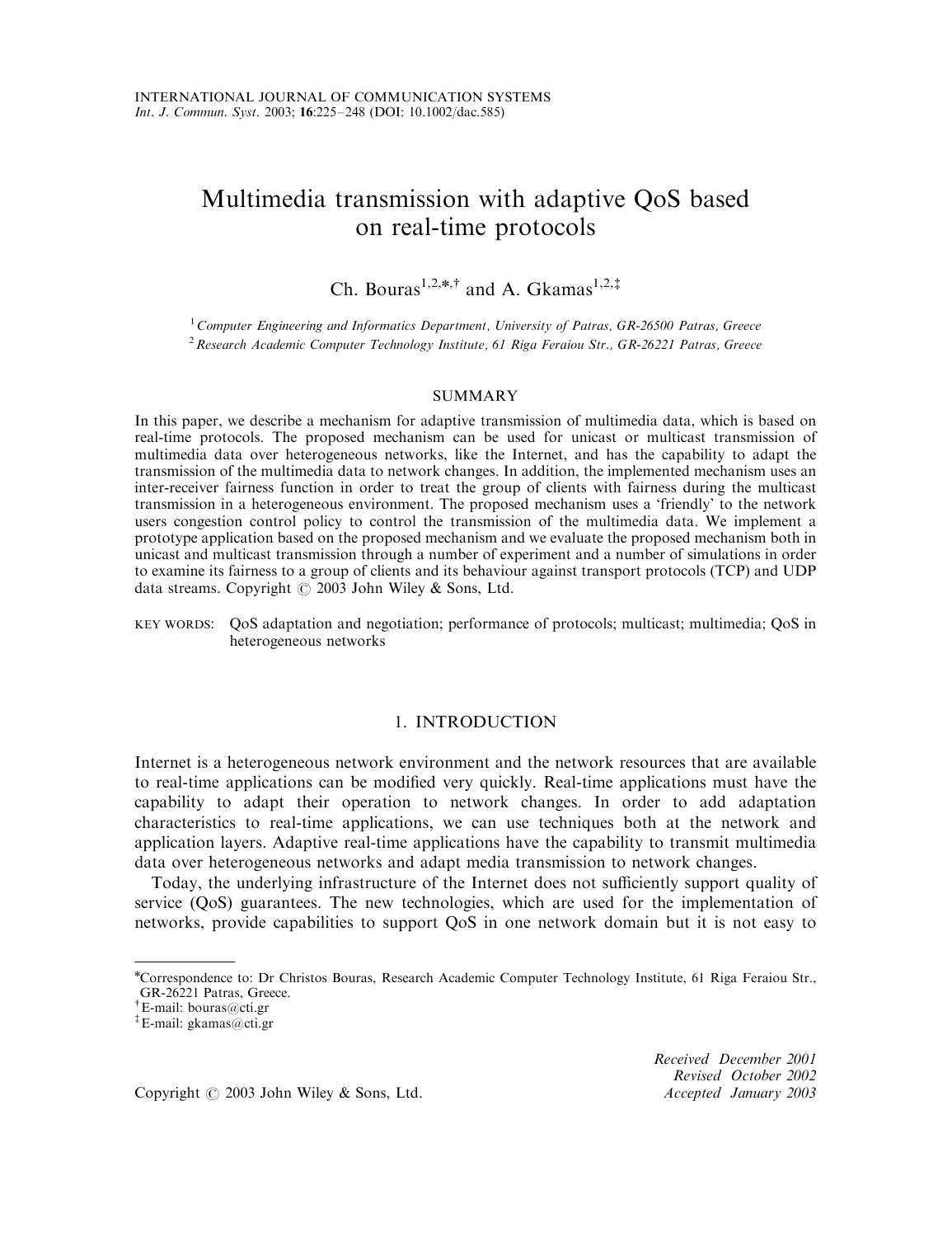INTERNATIONAL JOURNAL OF COMMUNICATION SYSTEMS
*Int. J. Commun. Syst.* 2003; **16**:225–248 (DOI: 10.1002/dac.585)

# Multimedia transmission with adaptive QoS based on real-time protocols

Ch. Bouras[1,2,*,†] and A. Gkamas[1,2,‡]

[1] *Computer Engineering and Informatics Department, University of Patras, GR-26500 Patras, Greece*
[2] *Research Academic Computer Technology Institute, 61 Riga Feraiou Str., GR-26221 Patras, Greece*

## SUMMARY

In this paper, we describe a mechanism for adaptive transmission of multimedia data, which is based on real-time protocols. The proposed mechanism can be used for unicast or multicast transmission of multimedia data over heterogeneous networks, like the Internet, and has the capability to adapt the transmission of the multimedia data to network changes. In addition, the implemented mechanism uses an inter-receiver fairness function in order to treat the group of clients with fairness during the multicast transmission in a heterogeneous environment. The proposed mechanism uses a 'friendly' to the network users congestion control policy to control the transmission of the multimedia data. We implement a prototype application based on the proposed mechanism and we evaluate the proposed mechanism both in unicast and multicast transmission through a number of experiment and a number of simulations in order to examine its fairness to a group of clients and its behaviour against transport protocols (TCP) and UDP data streams. Copyright © 2003 John Wiley & Sons, Ltd.

KEY WORDS: QoS adaptation and negotiation; performance of protocols; multicast; multimedia; QoS in heterogeneous networks

## 1. INTRODUCTION

Internet is a heterogeneous network environment and the network resources that are available to real-time applications can be modified very quickly. Real-time applications must have the capability to adapt their operation to network changes. In order to add adaptation characteristics to real-time applications, we can use techniques both at the network and application layers. Adaptive real-time applications have the capability to transmit multimedia data over heterogeneous networks and adapt media transmission to network changes.

Today, the underlying infrastructure of the Internet does not sufficiently support quality of service (QoS) guarantees. The new technologies, which are used for the implementation of networks, provide capabilities to support QoS in one network domain but it is not easy to

---

*Correspondence to: Dr Christos Bouras, Research Academic Computer Technology Institute, 61 Riga Feraiou Str., GR-26221 Patras, Greece.
†E-mail: bouras@cti.gr
‡E-mail: gkamas@cti.gr

Copyright © 2003 John Wiley & Sons, Ltd.

*Received December 2001*
*Revised October 2002*
*Accepted January 2003*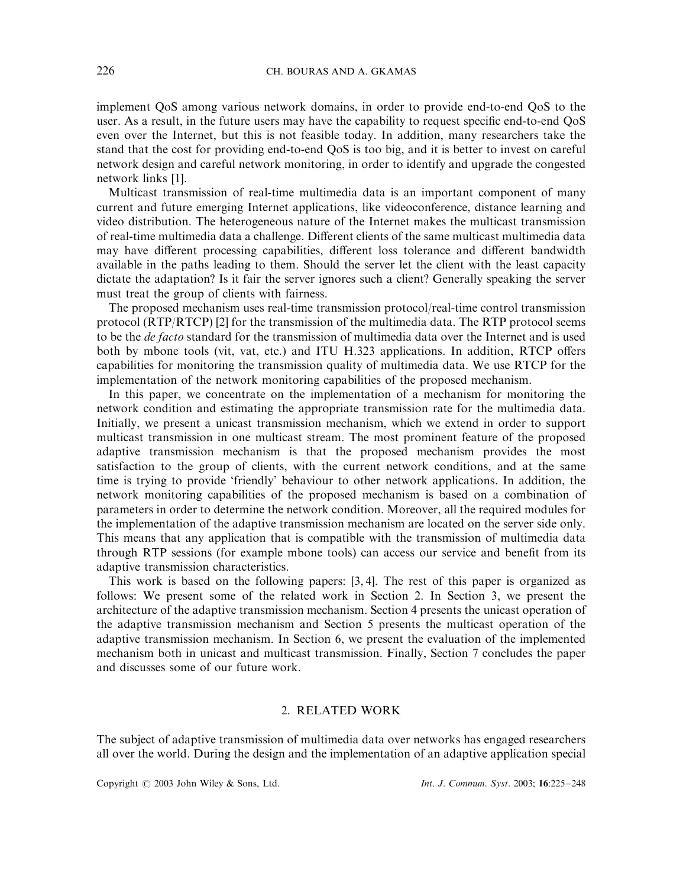implement QoS among various network domains, in order to provide end-to-end QoS to the user. As a result, in the future users may have the capability to request specific end-to-end QoS even over the Internet, but this is not feasible today. In addition, many researchers take the stand that the cost for providing end-to-end QoS is too big, and it is better to invest on careful network design and careful network monitoring, in order to identify and upgrade the congested network links [1].

Multicast transmission of real-time multimedia data is an important component of many current and future emerging Internet applications, like videoconference, distance learning and video distribution. The heterogeneous nature of the Internet makes the multicast transmission of real-time multimedia data a challenge. Different clients of the same multicast multimedia data may have different processing capabilities, different loss tolerance and different bandwidth available in the paths leading to them. Should the server let the client with the least capacity dictate the adaptation? Is it fair the server ignores such a client? Generally speaking the server must treat the group of clients with fairness.

The proposed mechanism uses real-time transmission protocol/real-time control transmission protocol (RTP/RTCP) [2] for the transmission of the multimedia data. The RTP protocol seems to be the *de facto* standard for the transmission of multimedia data over the Internet and is used both by mbone tools (vit, vat, etc.) and ITU H.323 applications. In addition, RTCP offers capabilities for monitoring the transmission quality of multimedia data. We use RTCP for the implementation of the network monitoring capabilities of the proposed mechanism.

In this paper, we concentrate on the implementation of a mechanism for monitoring the network condition and estimating the appropriate transmission rate for the multimedia data. Initially, we present a unicast transmission mechanism, which we extend in order to support multicast transmission in one multicast stream. The most prominent feature of the proposed adaptive transmission mechanism is that the proposed mechanism provides the most satisfaction to the group of clients, with the current network conditions, and at the same time is trying to provide 'friendly' behaviour to other network applications. In addition, the network monitoring capabilities of the proposed mechanism is based on a combination of parameters in order to determine the network condition. Moreover, all the required modules for the implementation of the adaptive transmission mechanism are located on the server side only. This means that any application that is compatible with the transmission of multimedia data through RTP sessions (for example mbone tools) can access our service and benefit from its adaptive transmission characteristics.

This work is based on the following papers: [3, 4]. The rest of this paper is organized as follows: We present some of the related work in Section 2. In Section 3, we present the architecture of the adaptive transmission mechanism. Section 4 presents the unicast operation of the adaptive transmission mechanism and Section 5 presents the multicast operation of the adaptive transmission mechanism. In Section 6, we present the evaluation of the implemented mechanism both in unicast and multicast transmission. Finally, Section 7 concludes the paper and discusses some of our future work.

## 2. RELATED WORK

The subject of adaptive transmission of multimedia data over networks has engaged researchers all over the world. During the design and the implementation of an adaptive application special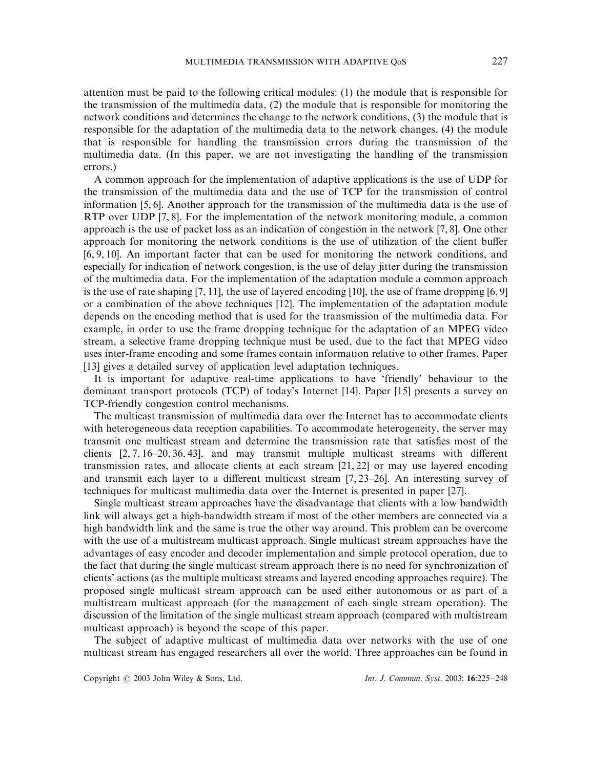attention must be paid to the following critical modules: (1) the module that is responsible for the transmission of the multimedia data, (2) the module that is responsible for monitoring the network conditions and determines the change to the network conditions, (3) the module that is responsible for the adaptation of the multimedia data to the network changes, (4) the module that is responsible for handling the transmission errors during the transmission of the multimedia data. (In this paper, we are not investigating the handling of the transmission errors.)

A common approach for the implementation of adaptive applications is the use of UDP for the transmission of the multimedia data and the use of TCP for the transmission of control information [5, 6]. Another approach for the transmission of the multimedia data is the use of RTP over UDP [7, 8]. For the implementation of the network monitoring module, a common approach is the use of packet loss as an indication of congestion in the network [7, 8]. One other approach for monitoring the network conditions is the use of utilization of the client buffer [6, 9, 10]. An important factor that can be used for monitoring the network conditions, and especially for indication of network congestion, is the use of delay jitter during the transmission of the multimedia data. For the implementation of the adaptation module a common approach is the use of rate shaping [7, 11], the use of layered encoding [10], the use of frame dropping [6, 9] or a combination of the above techniques [12]. The implementation of the adaptation module depends on the encoding method that is used for the transmission of the multimedia data. For example, in order to use the frame dropping technique for the adaptation of an MPEG video stream, a selective frame dropping technique must be used, due to the fact that MPEG video uses inter-frame encoding and some frames contain information relative to other frames. Paper [13] gives a detailed survey of application level adaptation techniques.

It is important for adaptive real-time applications to have 'friendly' behaviour to the dominant transport protocols (TCP) of today's Internet [14]. Paper [15] presents a survey on TCP-friendly congestion control mechanisms.

The multicast transmission of multimedia data over the Internet has to accommodate clients with heterogeneous data reception capabilities. To accommodate heterogeneity, the server may transmit one multicast stream and determine the transmission rate that satisfies most of the clients [2, 7, 16–20, 36, 43], and may transmit multiple multicast streams with different transmission rates, and allocate clients at each stream [21, 22] or may use layered encoding and transmit each layer to a different multicast stream [7, 23–26]. An interesting survey of techniques for multicast multimedia data over the Internet is presented in paper [27].

Single multicast stream approaches have the disadvantage that clients with a low bandwidth link will always get a high-bandwidth stream if most of the other members are connected via a high bandwidth link and the same is true the other way around. This problem can be overcome with the use of a multistream multicast approach. Single multicast stream approaches have the advantages of easy encoder and decoder implementation and simple protocol operation, due to the fact that during the single multicast stream approach there is no need for synchronization of clients' actions (as the multiple multicast streams and layered encoding approaches require). The proposed single multicast stream approach can be used either autonomous or as part of a multistream multicast approach (for the management of each single stream operation). The discussion of the limitation of the single multicast stream approach (compared with multistream multicast approach) is beyond the scope of this paper.

The subject of adaptive multicast of multimedia data over networks with the use of one multicast stream has engaged researchers all over the world. Three approaches can be found in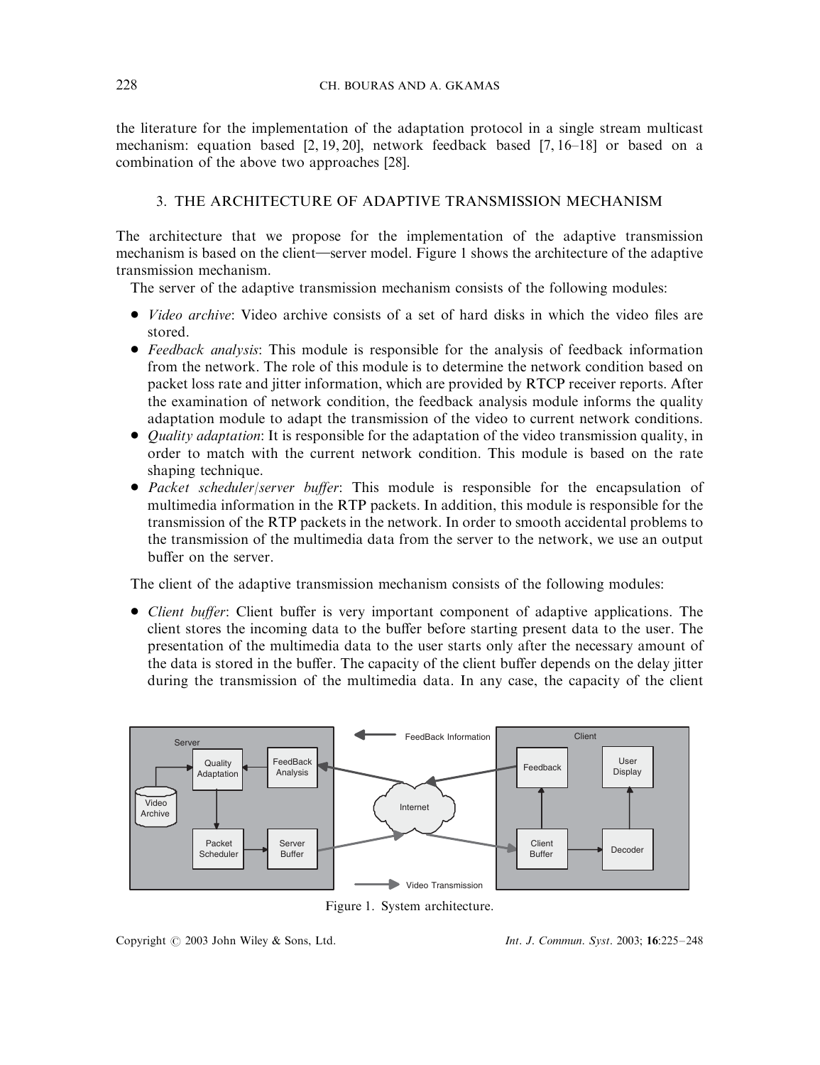the literature for the implementation of the adaptation protocol in a single stream multicast mechanism: equation based [2, 19, 20], network feedback based [7, 16–18] or based on a combination of the above two approaches [28].

## 3. THE ARCHITECTURE OF ADAPTIVE TRANSMISSION MECHANISM

The architecture that we propose for the implementation of the adaptive transmission mechanism is based on the client—server model. Figure 1 shows the architecture of the adaptive transmission mechanism.

The server of the adaptive transmission mechanism consists of the following modules:

- *Video archive*: Video archive consists of a set of hard disks in which the video files are stored.
- *Feedback analysis*: This module is responsible for the analysis of feedback information from the network. The role of this module is to determine the network condition based on packet loss rate and jitter information, which are provided by RTCP receiver reports. After the examination of network condition, the feedback analysis module informs the quality adaptation module to adapt the transmission of the video to current network conditions.
- *Quality adaptation*: It is responsible for the adaptation of the video transmission quality, in order to match with the current network condition. This module is based on the rate shaping technique.
- *Packet scheduler/server buffer*: This module is responsible for the encapsulation of multimedia information in the RTP packets. In addition, this module is responsible for the transmission of the RTP packets in the network. In order to smooth accidental problems to the transmission of the multimedia data from the server to the network, we use an output buffer on the server.

The client of the adaptive transmission mechanism consists of the following modules:

- *Client buffer*: Client buffer is very important component of adaptive applications. The client stores the incoming data to the buffer before starting present data to the user. The presentation of the multimedia data to the user starts only after the necessary amount of the data is stored in the buffer. The capacity of the client buffer depends on the delay jitter during the transmission of the multimedia data. In any case, the capacity of the client

Server
Quality Adaptation
FeedBack Analysis
Video Archive
Packet Scheduler
Server Buffer
FeedBack Information
Internet
Video Transmission
Client
Feedback
User Display
Client Buffer
Decoder

Figure 1. System architecture.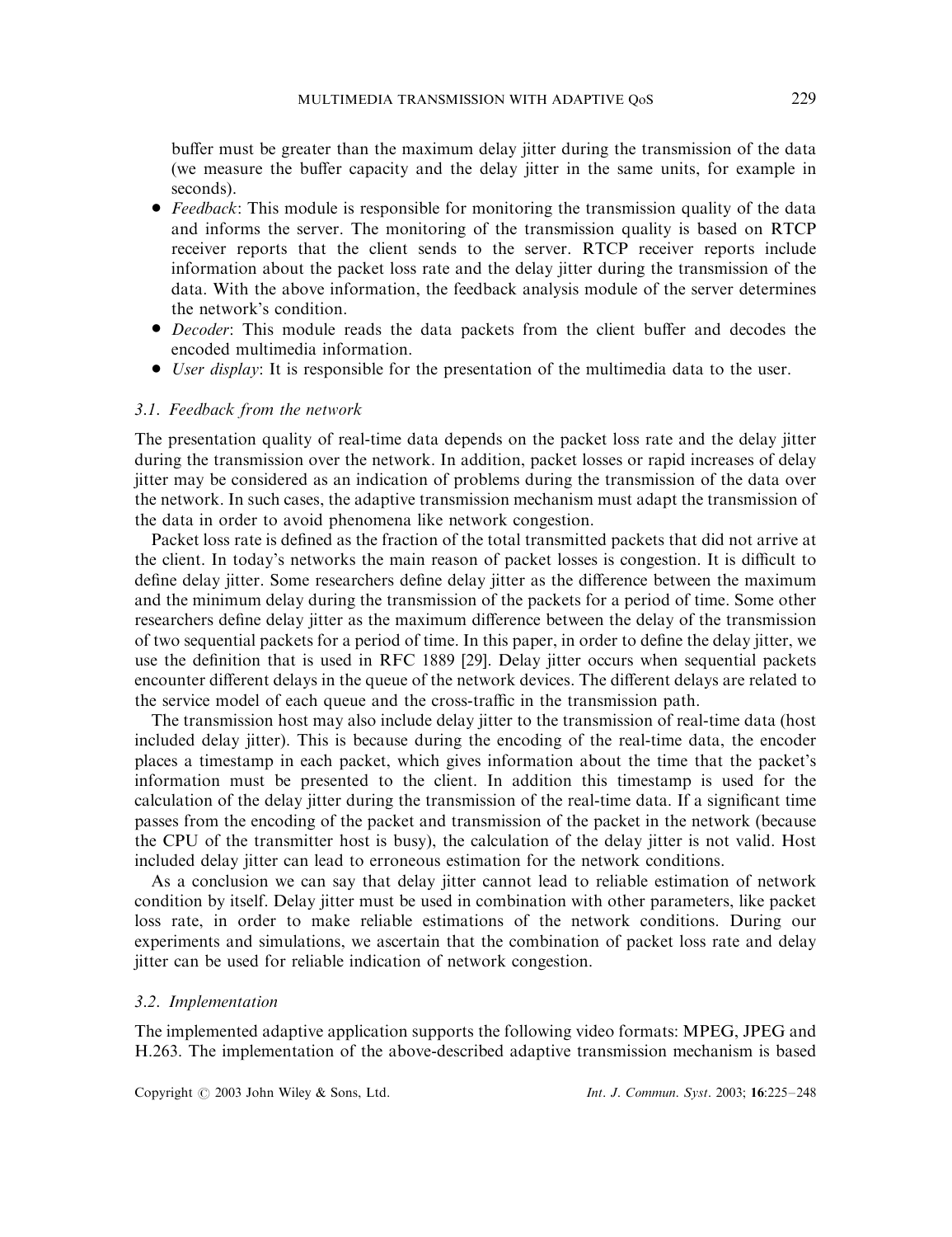buffer must be greater than the maximum delay jitter during the transmission of the data (we measure the buffer capacity and the delay jitter in the same units, for example in seconds).

- *Feedback*: This module is responsible for monitoring the transmission quality of the data and informs the server. The monitoring of the transmission quality is based on RTCP receiver reports that the client sends to the server. RTCP receiver reports include information about the packet loss rate and the delay jitter during the transmission of the data. With the above information, the feedback analysis module of the server determines the network's condition.
- *Decoder*: This module reads the data packets from the client buffer and decodes the encoded multimedia information.
- *User display*: It is responsible for the presentation of the multimedia data to the user.

### 3.1. Feedback from the network

The presentation quality of real-time data depends on the packet loss rate and the delay jitter during the transmission over the network. In addition, packet losses or rapid increases of delay jitter may be considered as an indication of problems during the transmission of the data over the network. In such cases, the adaptive transmission mechanism must adapt the transmission of the data in order to avoid phenomena like network congestion.

Packet loss rate is defined as the fraction of the total transmitted packets that did not arrive at the client. In today's networks the main reason of packet losses is congestion. It is difficult to define delay jitter. Some researchers define delay jitter as the difference between the maximum and the minimum delay during the transmission of the packets for a period of time. Some other researchers define delay jitter as the maximum difference between the delay of the transmission of two sequential packets for a period of time. In this paper, in order to define the delay jitter, we use the definition that is used in RFC 1889 [29]. Delay jitter occurs when sequential packets encounter different delays in the queue of the network devices. The different delays are related to the service model of each queue and the cross-traffic in the transmission path.

The transmission host may also include delay jitter to the transmission of real-time data (host included delay jitter). This is because during the encoding of the real-time data, the encoder places a timestamp in each packet, which gives information about the time that the packet's information must be presented to the client. In addition this timestamp is used for the calculation of the delay jitter during the transmission of the real-time data. If a significant time passes from the encoding of the packet and transmission of the packet in the network (because the CPU of the transmitter host is busy), the calculation of the delay jitter is not valid. Host included delay jitter can lead to erroneous estimation for the network conditions.

As a conclusion we can say that delay jitter cannot lead to reliable estimation of network condition by itself. Delay jitter must be used in combination with other parameters, like packet loss rate, in order to make reliable estimations of the network conditions. During our experiments and simulations, we ascertain that the combination of packet loss rate and delay jitter can be used for reliable indication of network congestion.

### 3.2. Implementation

The implemented adaptive application supports the following video formats: MPEG, JPEG and H.263. The implementation of the above-described adaptive transmission mechanism is based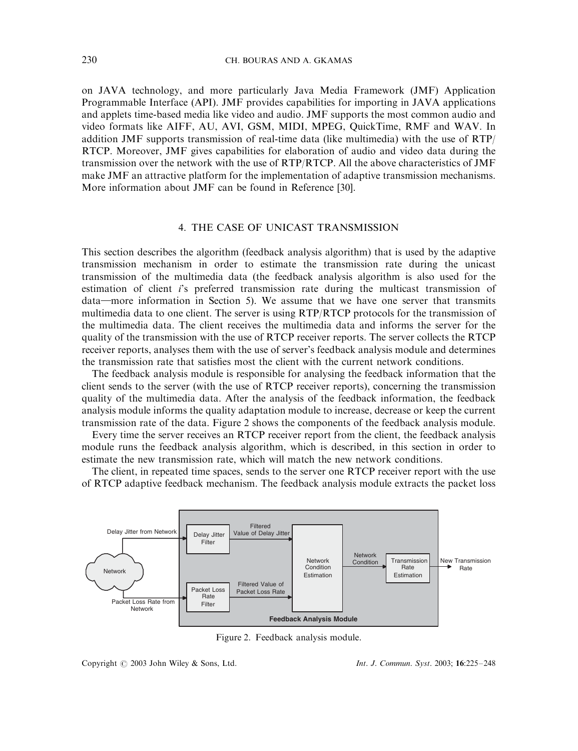on JAVA technology, and more particularly Java Media Framework (JMF) Application Programmable Interface (API). JMF provides capabilities for importing in JAVA applications and applets time-based media like video and audio. JMF supports the most common audio and video formats like AIFF, AU, AVI, GSM, MIDI, MPEG, QuickTime, RMF and WAV. In addition JMF supports transmission of real-time data (like multimedia) with the use of RTP/RTCP. Moreover, JMF gives capabilities for elaboration of audio and video data during the transmission over the network with the use of RTP/RTCP. All the above characteristics of JMF make JMF an attractive platform for the implementation of adaptive transmission mechanisms. More information about JMF can be found in Reference [30].

## 4. THE CASE OF UNICAST TRANSMISSION

This section describes the algorithm (feedback analysis algorithm) that is used by the adaptive transmission mechanism in order to estimate the transmission rate during the unicast transmission of the multimedia data (the feedback analysis algorithm is also used for the estimation of client *i*'s preferred transmission rate during the multicast transmission of data—more information in Section 5). We assume that we have one server that transmits multimedia data to one client. The server is using RTP/RTCP protocols for the transmission of the multimedia data. The client receives the multimedia data and informs the server for the quality of the transmission with the use of RTCP receiver reports. The server collects the RTCP receiver reports, analyses them with the use of server's feedback analysis module and determines the transmission rate that satisfies most the client with the current network conditions.

The feedback analysis module is responsible for analysing the feedback information that the client sends to the server (with the use of RTCP receiver reports), concerning the transmission quality of the multimedia data. After the analysis of the feedback information, the feedback analysis module informs the quality adaptation module to increase, decrease or keep the current transmission rate of the data. Figure 2 shows the components of the feedback analysis module.

Every time the server receives an RTCP receiver report from the client, the feedback analysis module runs the feedback analysis algorithm, which is described, in this section in order to estimate the new transmission rate, which will match the new network conditions.

The client, in repeated time spaces, sends to the server one RTCP receiver report with the use of RTCP adaptive feedback mechanism. The feedback analysis module extracts the packet loss

Delay Jitter from Network
Delay Jitter Filter
Filtered Value of Delay Jitter
Network
Packet Loss Rate from Network
Packet Loss Rate Filter
Filtered Value of Packet Loss Rate
Network Condition Estimation
Network Condition
Transmission Rate Estimation
New Transmission Rate
Feedback Analysis Module

Figure 2. Feedback analysis module.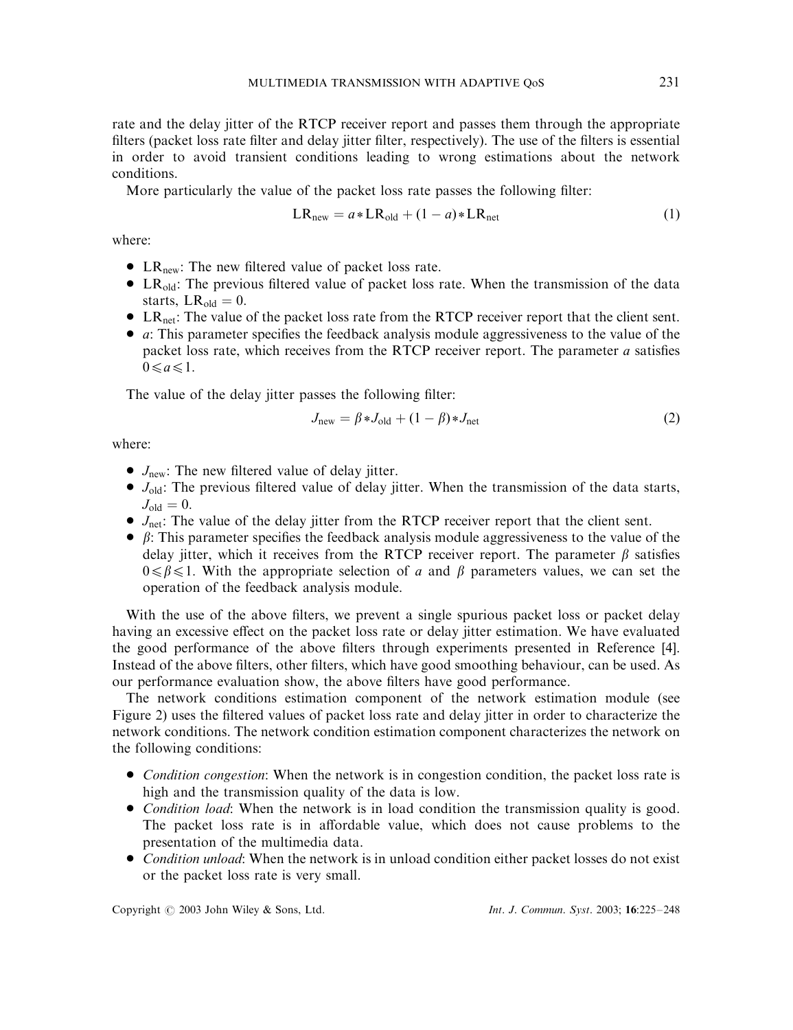rate and the delay jitter of the RTCP receiver report and passes them through the appropriate filters (packet loss rate filter and delay jitter filter, respectively). The use of the filters is essential in order to avoid transient conditions leading to wrong estimations about the network conditions.

More particularly the value of the packet loss rate passes the following filter:

$$\mathrm{LR}_{\mathrm{new}} = a * \mathrm{LR}_{\mathrm{old}} + (1 - a) * \mathrm{LR}_{\mathrm{net}} \tag{1}$$

where:

- $\mathrm{LR}_{\mathrm{new}}$: The new filtered value of packet loss rate.
- $\mathrm{LR}_{\mathrm{old}}$: The previous filtered value of packet loss rate. When the transmission of the data starts, $\mathrm{LR}_{\mathrm{old}} = 0$.
- $\mathrm{LR}_{\mathrm{net}}$: The value of the packet loss rate from the RTCP receiver report that the client sent.
- $a$: This parameter specifies the feedback analysis module aggressiveness to the value of the packet loss rate, which receives from the RTCP receiver report. The parameter $a$ satisfies $0 \leqslant a \leqslant 1$.

The value of the delay jitter passes the following filter:

$$J_{\mathrm{new}} = \beta * J_{\mathrm{old}} + (1 - \beta) * J_{\mathrm{net}} \tag{2}$$

where:

- $J_{\mathrm{new}}$: The new filtered value of delay jitter.
- $J_{\mathrm{old}}$: The previous filtered value of delay jitter. When the transmission of the data starts, $J_{\mathrm{old}} = 0$.
- $J_{\mathrm{net}}$: The value of the delay jitter from the RTCP receiver report that the client sent.
- $\beta$: This parameter specifies the feedback analysis module aggressiveness to the value of the delay jitter, which it receives from the RTCP receiver report. The parameter $\beta$ satisfies $0 \leqslant \beta \leqslant 1$. With the appropriate selection of $a$ and $\beta$ parameters values, we can set the operation of the feedback analysis module.

With the use of the above filters, we prevent a single spurious packet loss or packet delay having an excessive effect on the packet loss rate or delay jitter estimation. We have evaluated the good performance of the above filters through experiments presented in Reference [4]. Instead of the above filters, other filters, which have good smoothing behaviour, can be used. As our performance evaluation show, the above filters have good performance.

The network conditions estimation component of the network estimation module (see Figure 2) uses the filtered values of packet loss rate and delay jitter in order to characterize the network conditions. The network condition estimation component characterizes the network on the following conditions:

- *Condition congestion*: When the network is in congestion condition, the packet loss rate is high and the transmission quality of the data is low.
- *Condition load*: When the network is in load condition the transmission quality is good. The packet loss rate is in affordable value, which does not cause problems to the presentation of the multimedia data.
- *Condition unload*: When the network is in unload condition either packet losses do not exist or the packet loss rate is very small.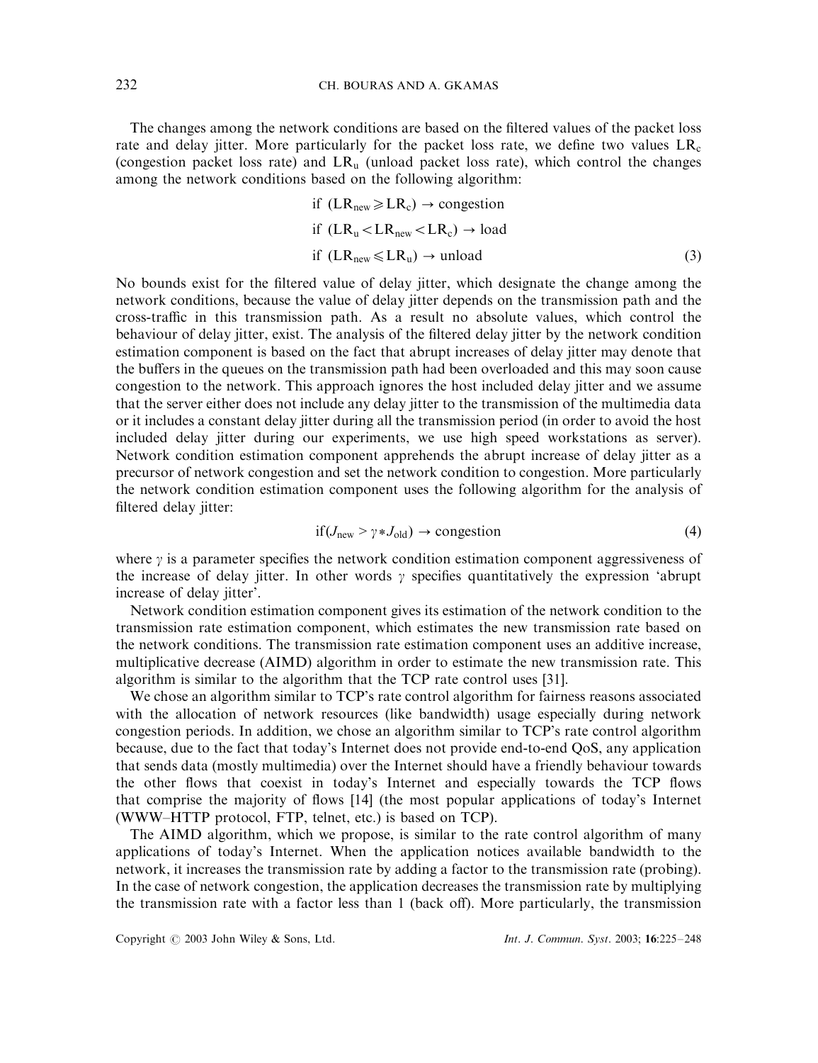The changes among the network conditions are based on the filtered values of the packet loss rate and delay jitter. More particularly for the packet loss rate, we define two values $LR_c$ (congestion packet loss rate) and $LR_u$ (unload packet loss rate), which control the changes among the network conditions based on the following algorithm:

$$
\begin{aligned}
&\text{if } (LR_{new} \geqslant LR_c) \rightarrow \text{congestion} \\
&\text{if } (LR_u < LR_{new} < LR_c) \rightarrow \text{load} \\
&\text{if } (LR_{new} \leqslant LR_u) \rightarrow \text{unload}
\end{aligned}
\tag{3}
$$

No bounds exist for the filtered value of delay jitter, which designate the change among the network conditions, because the value of delay jitter depends on the transmission path and the cross-traffic in this transmission path. As a result no absolute values, which control the behaviour of delay jitter, exist. The analysis of the filtered delay jitter by the network condition estimation component is based on the fact that abrupt increases of delay jitter may denote that the buffers in the queues on the transmission path had been overloaded and this may soon cause congestion to the network. This approach ignores the host included delay jitter and we assume that the server either does not include any delay jitter to the transmission of the multimedia data or it includes a constant delay jitter during all the transmission period (in order to avoid the host included delay jitter during our experiments, we use high speed workstations as server). Network condition estimation component apprehends the abrupt increase of delay jitter as a precursor of network congestion and set the network condition to congestion. More particularly the network condition estimation component uses the following algorithm for the analysis of filtered delay jitter:

$$
\text{if}(J_{new} > \gamma * J_{old}) \rightarrow \text{congestion} \tag{4}
$$

where $\gamma$ is a parameter specifies the network condition estimation component aggressiveness of the increase of delay jitter. In other words $\gamma$ specifies quantitatively the expression 'abrupt increase of delay jitter'.

Network condition estimation component gives its estimation of the network condition to the transmission rate estimation component, which estimates the new transmission rate based on the network conditions. The transmission rate estimation component uses an additive increase, multiplicative decrease (AIMD) algorithm in order to estimate the new transmission rate. This algorithm is similar to the algorithm that the TCP rate control uses [31].

We chose an algorithm similar to TCP's rate control algorithm for fairness reasons associated with the allocation of network resources (like bandwidth) usage especially during network congestion periods. In addition, we chose an algorithm similar to TCP's rate control algorithm because, due to the fact that today's Internet does not provide end-to-end QoS, any application that sends data (mostly multimedia) over the Internet should have a friendly behaviour towards the other flows that coexist in today's Internet and especially towards the TCP flows that comprise the majority of flows [14] (the most popular applications of today's Internet (WWW–HTTP protocol, FTP, telnet, etc.) is based on TCP).

The AIMD algorithm, which we propose, is similar to the rate control algorithm of many applications of today's Internet. When the application notices available bandwidth to the network, it increases the transmission rate by adding a factor to the transmission rate (probing). In the case of network congestion, the application decreases the transmission rate by multiplying the transmission rate with a factor less than 1 (back off). More particularly, the transmission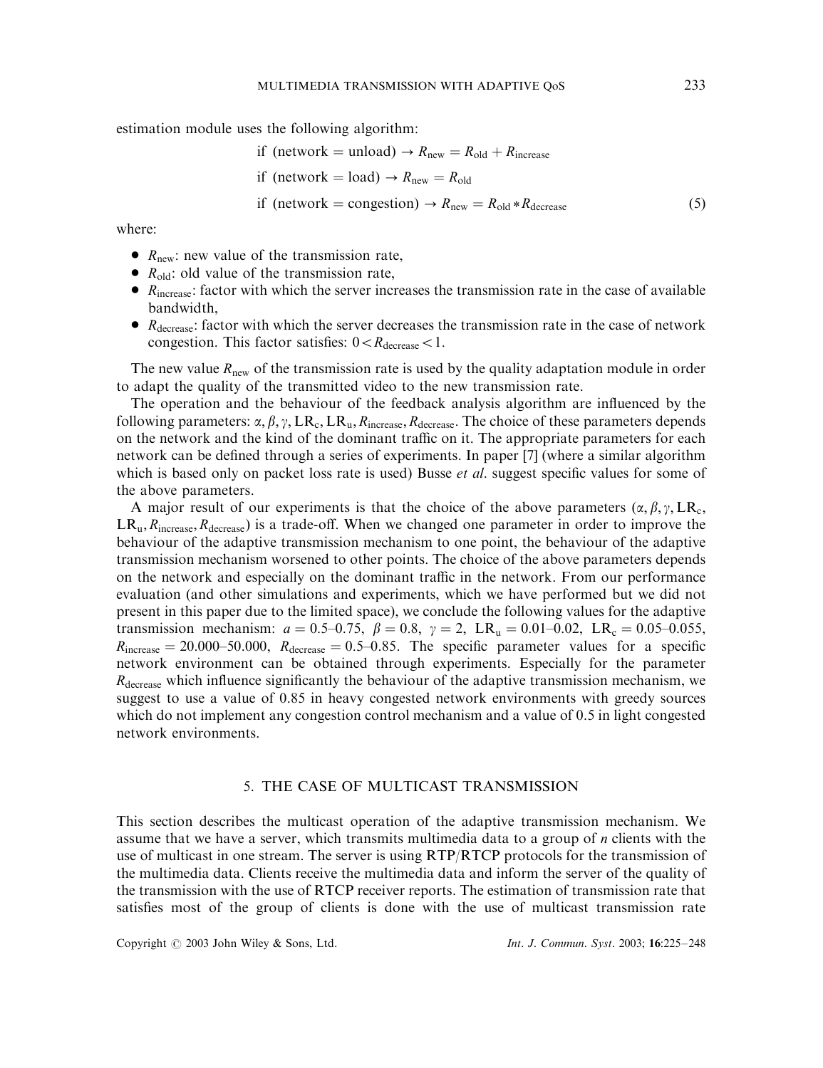estimation module uses the following algorithm:

$$
\begin{aligned}
&\text{if (network = unload)} \rightarrow R_{\text{new}} = R_{\text{old}} + R_{\text{increase}} \\
&\text{if (network = load)} \rightarrow R_{\text{new}} = R_{\text{old}} \\
&\text{if (network = congestion)} \rightarrow R_{\text{new}} = R_{\text{old}} * R_{\text{decrease}}
\end{aligned} \tag{5}
$$

where:

- $R_{\text{new}}$: new value of the transmission rate,
- $R_{\text{old}}$: old value of the transmission rate,
- $R_{\text{increase}}$: factor with which the server increases the transmission rate in the case of available bandwidth,
- $R_{\text{decrease}}$: factor with which the server decreases the transmission rate in the case of network congestion. This factor satisfies: $0 < R_{\text{decrease}} < 1$.

The new value $R_{\text{new}}$ of the transmission rate is used by the quality adaptation module in order to adapt the quality of the transmitted video to the new transmission rate.

The operation and the behaviour of the feedback analysis algorithm are influenced by the following parameters: $\alpha, \beta, \gamma, \text{LR}_c, \text{LR}_u, R_{\text{increase}}, R_{\text{decrease}}$. The choice of these parameters depends on the network and the kind of the dominant traffic on it. The appropriate parameters for each network can be defined through a series of experiments. In paper [7] (where a similar algorithm which is based only on packet loss rate is used) Busse *et al.* suggest specific values for some of the above parameters.

A major result of our experiments is that the choice of the above parameters ($\alpha, \beta, \gamma, \text{LR}_c, \text{LR}_u, R_{\text{increase}}, R_{\text{decrease}}$) is a trade-off. When we changed one parameter in order to improve the behaviour of the adaptive transmission mechanism to one point, the behaviour of the adaptive transmission mechanism worsened to other points. The choice of the above parameters depends on the network and especially on the dominant traffic in the network. From our performance evaluation (and other simulations and experiments, which we have performed but we did not present in this paper due to the limited space), we conclude the following values for the adaptive transmission mechanism: $a = 0.5$–$0.75$, $\beta = 0.8$, $\gamma = 2$, $\text{LR}_u = 0.01$–$0.02$, $\text{LR}_c = 0.05$–$0.055$, $R_{\text{increase}} = 20.000$–$50.000$, $R_{\text{decrease}} = 0.5$–$0.85$. The specific parameter values for a specific network environment can be obtained through experiments. Especially for the parameter $R_{\text{decrease}}$ which influence significantly the behaviour of the adaptive transmission mechanism, we suggest to use a value of 0.85 in heavy congested network environments with greedy sources which do not implement any congestion control mechanism and a value of 0.5 in light congested network environments.

## 5. THE CASE OF MULTICAST TRANSMISSION

This section describes the multicast operation of the adaptive transmission mechanism. We assume that we have a server, which transmits multimedia data to a group of *n* clients with the use of multicast in one stream. The server is using RTP/RTCP protocols for the transmission of the multimedia data. Clients receive the multimedia data and inform the server of the quality of the transmission with the use of RTCP receiver reports. The estimation of transmission rate that satisfies most of the group of clients is done with the use of multicast transmission rate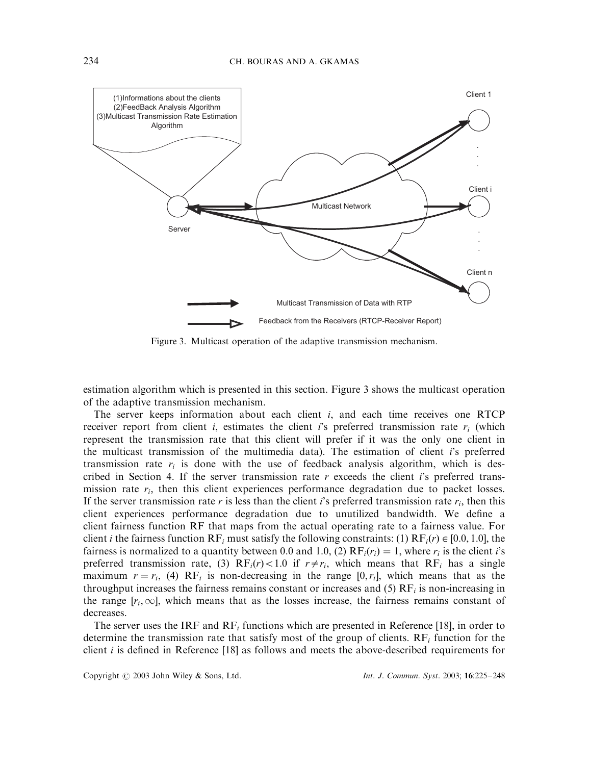Figure 3. Multicast operation of the adaptive transmission mechanism.

estimation algorithm which is presented in this section. Figure 3 shows the multicast operation of the adaptive transmission mechanism.

The server keeps information about each client $i$, and each time receives one RTCP receiver report from client $i$, estimates the client $i$'s preferred transmission rate $r_i$ (which represent the transmission rate that this client will prefer if it was the only one client in the multicast transmission of the multimedia data). The estimation of client $i$'s preferred transmission rate $r_i$ is done with the use of feedback analysis algorithm, which is described in Section 4. If the server transmission rate $r$ exceeds the client $i$'s preferred transmission rate $r_i$, then this client experiences performance degradation due to packet losses. If the server transmission rate $r$ is less than the client $i$'s preferred transmission rate $r_i$, then this client experiences performance degradation due to unutilized bandwidth. We define a client fairness function RF that maps from the actual operating rate to a fairness value. For client $i$ the fairness function $\mathrm{RF}_i$ must satisfy the following constraints: (1) $\mathrm{RF}_i(r) \in [0.0, 1.0]$, the fairness is normalized to a quantity between 0.0 and 1.0, (2) $\mathrm{RF}_i(r_i) = 1$, where $r_i$ is the client $i$'s preferred transmission rate, (3) $\mathrm{RF}_i(r) < 1.0$ if $r \neq r_i$, which means that $\mathrm{RF}_i$ has a single maximum $r = r_i$, (4) $\mathrm{RF}_i$ is non-decreasing in the range $[0, r_i]$, which means that as the throughput increases the fairness remains constant or increases and (5) $\mathrm{RF}_i$ is non-increasing in the range $[r_i, \infty]$, which means that as the losses increase, the fairness remains constant of decreases.

The server uses the IRF and $\mathrm{RF}_i$ functions which are presented in Reference [18], in order to determine the transmission rate that satisfy most of the group of clients. $\mathrm{RF}_i$ function for the client $i$ is defined in Reference [18] as follows and meets the above-described requirements for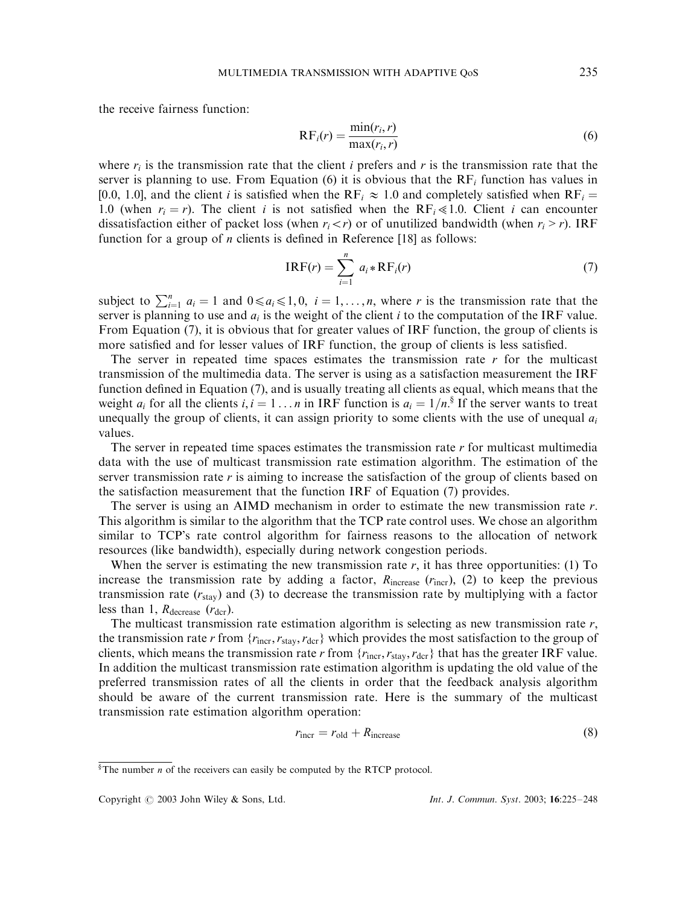the receive fairness function:

$$\mathrm{RF}_i(r) = \frac{\min(r_i, r)}{\max(r_i, r)} \tag{6}$$

where $r_i$ is the transmission rate that the client $i$ prefers and $r$ is the transmission rate that the server is planning to use. From Equation (6) it is obvious that the $\mathrm{RF}_i$ function has values in [0.0, 1.0], and the client $i$ is satisfied when the $\mathrm{RF}_i \approx 1.0$ and completely satisfied when $\mathrm{RF}_i = 1.0$ (when $r_i = r$). The client $i$ is not satisfied when the $\mathrm{RF}_i \ll 1.0$. Client $i$ can encounter dissatisfaction either of packet loss (when $r_i < r$) or of unutilized bandwidth (when $r_i > r$). IRF function for a group of $n$ clients is defined in Reference [18] as follows:

$$\mathrm{IRF}(r) = \sum_{i=1}^{n} a_i * \mathrm{RF}_i(r) \tag{7}$$

subject to $\sum_{i=1}^{n} a_i = 1$ and $0 \leqslant a_i \leqslant 1, 0,\ i = 1, \ldots, n$, where $r$ is the transmission rate that the server is planning to use and $a_i$ is the weight of the client $i$ to the computation of the IRF value. From Equation (7), it is obvious that for greater values of IRF function, the group of clients is more satisfied and for lesser values of IRF function, the group of clients is less satisfied.

The server in repeated time spaces estimates the transmission rate $r$ for the multicast transmission of the multimedia data. The server is using as a satisfaction measurement the IRF function defined in Equation (7), and is usually treating all clients as equal, which means that the weight $a_i$ for all the clients $i, i = 1 \ldots n$ in IRF function is $a_i = 1/n$.[§] If the server wants to treat unequally the group of clients, it can assign priority to some clients with the use of unequal $a_i$ values.

The server in repeated time spaces estimates the transmission rate $r$ for multicast multimedia data with the use of multicast transmission rate estimation algorithm. The estimation of the server transmission rate $r$ is aiming to increase the satisfaction of the group of clients based on the satisfaction measurement that the function IRF of Equation (7) provides.

The server is using an AIMD mechanism in order to estimate the new transmission rate $r$. This algorithm is similar to the algorithm that the TCP rate control uses. We chose an algorithm similar to TCP's rate control algorithm for fairness reasons to the allocation of network resources (like bandwidth), especially during network congestion periods.

When the server is estimating the new transmission rate $r$, it has three opportunities: (1) To increase the transmission rate by adding a factor, $R_{\mathrm{increase}}$ ($r_{\mathrm{incr}}$), (2) to keep the previous transmission rate ($r_{\mathrm{stay}}$) and (3) to decrease the transmission rate by multiplying with a factor less than 1, $R_{\mathrm{decrease}}$ ($r_{\mathrm{dcr}}$).

The multicast transmission rate estimation algorithm is selecting as new transmission rate $r$, the transmission rate $r$ from $\{r_{\mathrm{incr}}, r_{\mathrm{stay}}, r_{\mathrm{dcr}}\}$ which provides the most satisfaction to the group of clients, which means the transmission rate $r$ from $\{r_{\mathrm{incr}}, r_{\mathrm{stay}}, r_{\mathrm{dcr}}\}$ that has the greater IRF value. In addition the multicast transmission rate estimation algorithm is updating the old value of the preferred transmission rates of all the clients in order that the feedback analysis algorithm should be aware of the current transmission rate. Here is the summary of the multicast transmission rate estimation algorithm operation:

$$r_{\mathrm{incr}} = r_{\mathrm{old}} + R_{\mathrm{increase}} \tag{8}$$

[§] The number $n$ of the receivers can easily be computed by the RTCP protocol.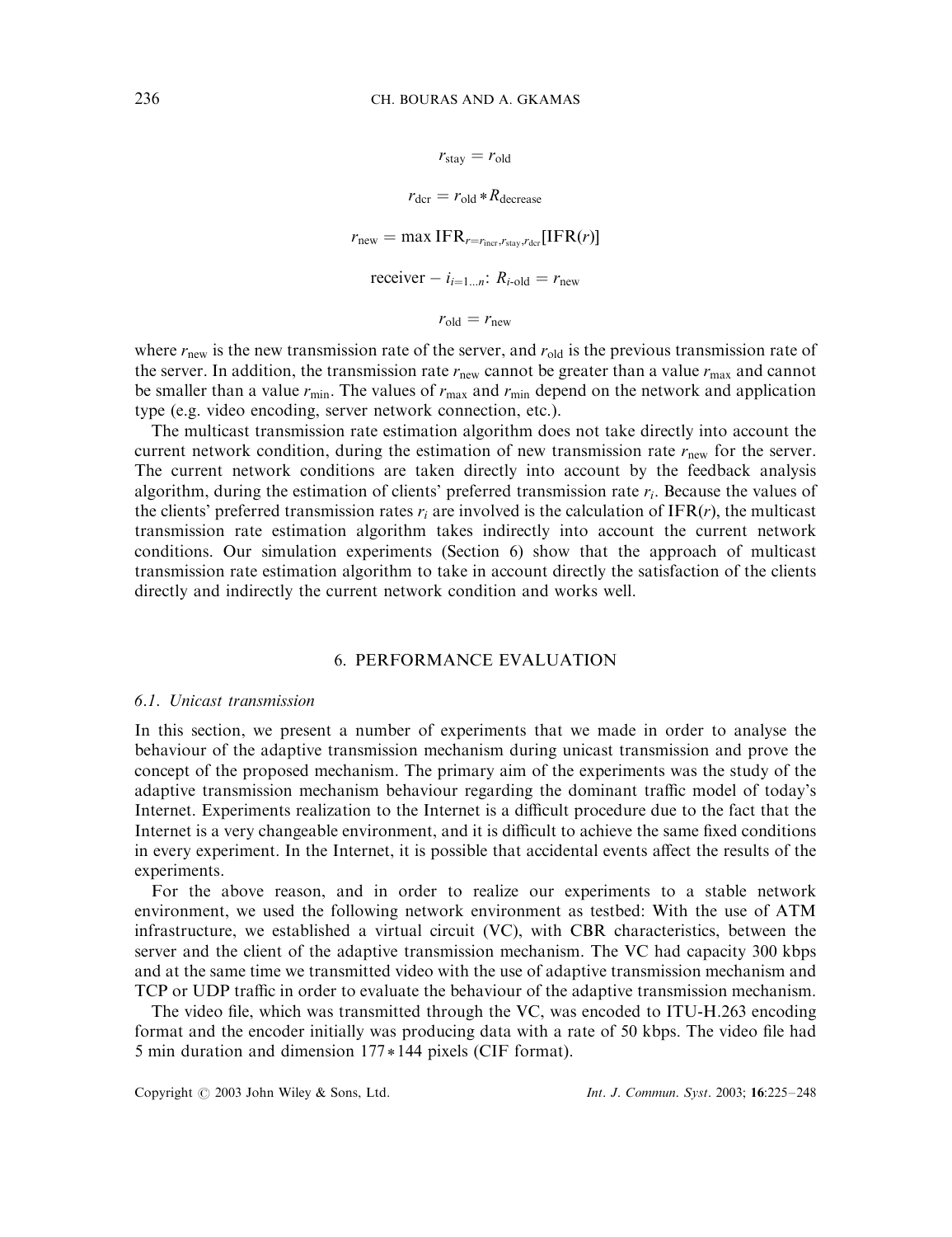$$r_{\text{stay}} = r_{\text{old}}$$

$$r_{\text{dcr}} = r_{\text{old}} * R_{\text{decrease}}$$

$$r_{\text{new}} = \max \text{IFR}_{r=r_{\text{incr}}, r_{\text{stay}}, r_{\text{dcr}}}[\text{IFR}(r)]$$

$$\text{receiver} - i_{i=1\ldots n}\text{: } R_{i\text{-old}} = r_{\text{new}}$$

$$r_{\text{old}} = r_{\text{new}}$$

where $r_{\text{new}}$ is the new transmission rate of the server, and $r_{\text{old}}$ is the previous transmission rate of the server. In addition, the transmission rate $r_{\text{new}}$ cannot be greater than a value $r_{\text{max}}$ and cannot be smaller than a value $r_{\text{min}}$. The values of $r_{\text{max}}$ and $r_{\text{min}}$ depend on the network and application type (e.g. video encoding, server network connection, etc.).

The multicast transmission rate estimation algorithm does not take directly into account the current network condition, during the estimation of new transmission rate $r_{\text{new}}$ for the server. The current network conditions are taken directly into account by the feedback analysis algorithm, during the estimation of clients' preferred transmission rate $r_i$. Because the values of the clients' preferred transmission rates $r_i$ are involved is the calculation of $\text{IFR}(r)$, the multicast transmission rate estimation algorithm takes indirectly into account the current network conditions. Our simulation experiments (Section 6) show that the approach of multicast transmission rate estimation algorithm to take in account directly the satisfaction of the clients directly and indirectly the current network condition and works well.

## 6. PERFORMANCE EVALUATION

### *6.1. Unicast transmission*

In this section, we present a number of experiments that we made in order to analyse the behaviour of the adaptive transmission mechanism during unicast transmission and prove the concept of the proposed mechanism. The primary aim of the experiments was the study of the adaptive transmission mechanism behaviour regarding the dominant traffic model of today's Internet. Experiments realization to the Internet is a difficult procedure due to the fact that the Internet is a very changeable environment, and it is difficult to achieve the same fixed conditions in every experiment. In the Internet, it is possible that accidental events affect the results of the experiments.

For the above reason, and in order to realize our experiments to a stable network environment, we used the following network environment as testbed: With the use of ATM infrastructure, we established a virtual circuit (VC), with CBR characteristics, between the server and the client of the adaptive transmission mechanism. The VC had capacity 300 kbps and at the same time we transmitted video with the use of adaptive transmission mechanism and TCP or UDP traffic in order to evaluate the behaviour of the adaptive transmission mechanism.

The video file, which was transmitted through the VC, was encoded to ITU-H.263 encoding format and the encoder initially was producing data with a rate of 50 kbps. The video file had 5 min duration and dimension $177 * 144$ pixels (CIF format).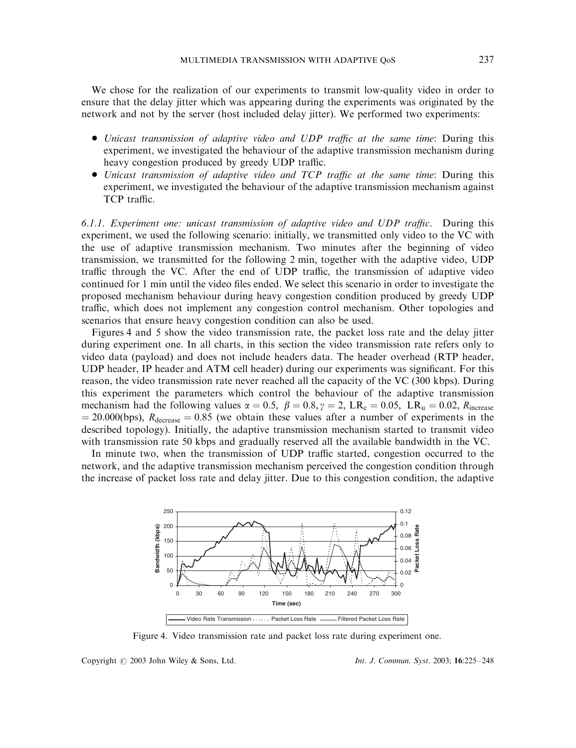We chose for the realization of our experiments to transmit low-quality video in order to ensure that the delay jitter which was appearing during the experiments was originated by the network and not by the server (host included delay jitter). We performed two experiments:

- *Unicast transmission of adaptive video and UDP traffic at the same time*: During this experiment, we investigated the behaviour of the adaptive transmission mechanism during heavy congestion produced by greedy UDP traffic.
- *Unicast transmission of adaptive video and TCP traffic at the same time*: During this experiment, we investigated the behaviour of the adaptive transmission mechanism against TCP traffic.

*6.1.1. Experiment one: unicast transmission of adaptive video and UDP traffic*. During this experiment, we used the following scenario: initially, we transmitted only video to the VC with the use of adaptive transmission mechanism. Two minutes after the beginning of video transmission, we transmitted for the following 2 min, together with the adaptive video, UDP traffic through the VC. After the end of UDP traffic, the transmission of adaptive video continued for 1 min until the video files ended. We select this scenario in order to investigate the proposed mechanism behaviour during heavy congestion condition produced by greedy UDP traffic, which does not implement any congestion control mechanism. Other topologies and scenarios that ensure heavy congestion condition can also be used.

Figures 4 and 5 show the video transmission rate, the packet loss rate and the delay jitter during experiment one. In all charts, in this section the video transmission rate refers only to video data (payload) and does not include headers data. The header overhead (RTP header, UDP header, IP header and ATM cell header) during our experiments was significant. For this reason, the video transmission rate never reached all the capacity of the VC (300 kbps). During this experiment the parameters which control the behaviour of the adaptive transmission mechanism had the following values $\alpha = 0.5$, $\beta = 0.8, \gamma = 2$, $LR_c = 0.05$, $LR_u = 0.02$, $R_{increase} = 20.000$(bps), $R_{decrease} = 0.85$ (we obtain these values after a number of experiments in the described topology). Initially, the adaptive transmission mechanism started to transmit video with transmission rate 50 kbps and gradually reserved all the available bandwidth in the VC.

In minute two, when the transmission of UDP traffic started, congestion occurred to the network, and the adaptive transmission mechanism perceived the congestion condition through the increase of packet loss rate and delay jitter. Due to this congestion condition, the adaptive

Figure 4. Video transmission rate and packet loss rate during experiment one.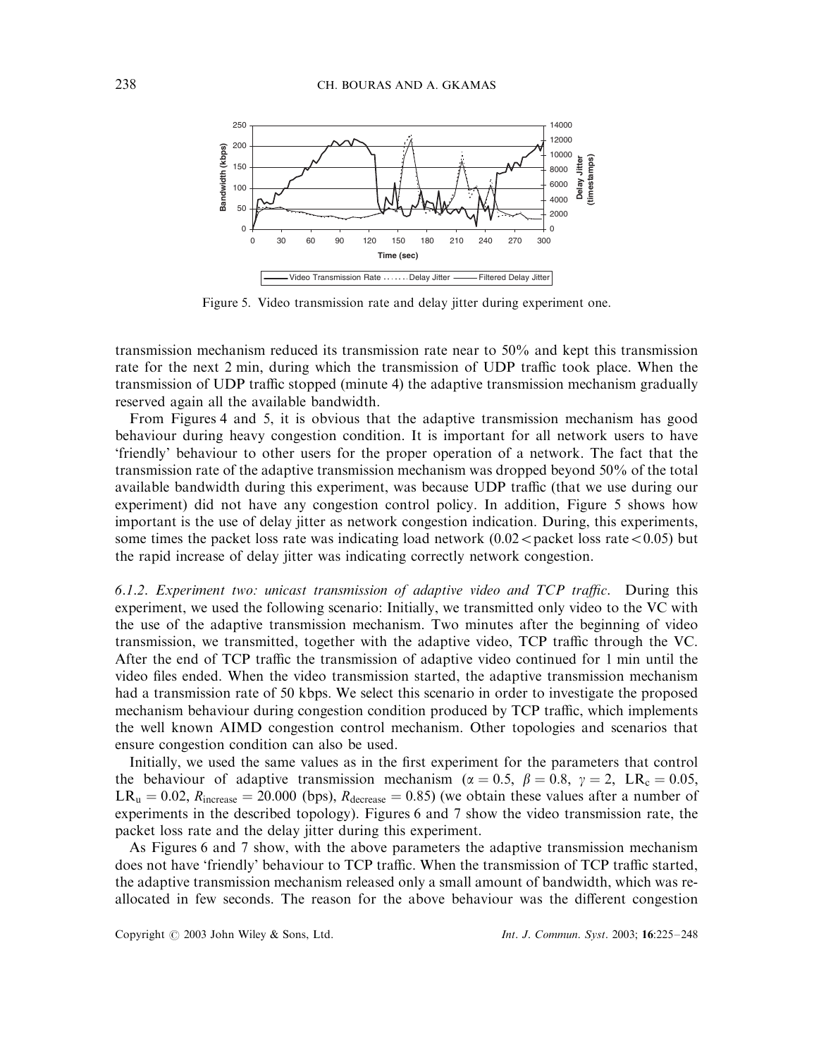Figure 5. Video transmission rate and delay jitter during experiment one.

transmission mechanism reduced its transmission rate near to 50% and kept this transmission rate for the next 2 min, during which the transmission of UDP traffic took place. When the transmission of UDP traffic stopped (minute 4) the adaptive transmission mechanism gradually reserved again all the available bandwidth.

From Figures 4 and 5, it is obvious that the adaptive transmission mechanism has good behaviour during heavy congestion condition. It is important for all network users to have 'friendly' behaviour to other users for the proper operation of a network. The fact that the transmission rate of the adaptive transmission mechanism was dropped beyond 50% of the total available bandwidth during this experiment, was because UDP traffic (that we use during our experiment) did not have any congestion control policy. In addition, Figure 5 shows how important is the use of delay jitter as network congestion indication. During, this experiments, some times the packet loss rate was indicating load network ($0.02 <$ packet loss rate $< 0.05$) but the rapid increase of delay jitter was indicating correctly network congestion.

*6.1.2. Experiment two: unicast transmission of adaptive video and TCP traffic.* During this experiment, we used the following scenario: Initially, we transmitted only video to the VC with the use of the adaptive transmission mechanism. Two minutes after the beginning of video transmission, we transmitted, together with the adaptive video, TCP traffic through the VC. After the end of TCP traffic the transmission of adaptive video continued for 1 min until the video files ended. When the video transmission started, the adaptive transmission mechanism had a transmission rate of 50 kbps. We select this scenario in order to investigate the proposed mechanism behaviour during congestion condition produced by TCP traffic, which implements the well known AIMD congestion control mechanism. Other topologies and scenarios that ensure congestion condition can also be used.

Initially, we used the same values as in the first experiment for the parameters that control the behaviour of adaptive transmission mechanism ($\alpha = 0.5$, $\beta = 0.8$, $\gamma = 2$, $LR_c = 0.05$, $LR_u = 0.02$, $R_{increase} = 20.000$ (bps), $R_{decrease} = 0.85$) (we obtain these values after a number of experiments in the described topology). Figures 6 and 7 show the video transmission rate, the packet loss rate and the delay jitter during this experiment.

As Figures 6 and 7 show, with the above parameters the adaptive transmission mechanism does not have 'friendly' behaviour to TCP traffic. When the transmission of TCP traffic started, the adaptive transmission mechanism released only a small amount of bandwidth, which was re-allocated in few seconds. The reason for the above behaviour was the different congestion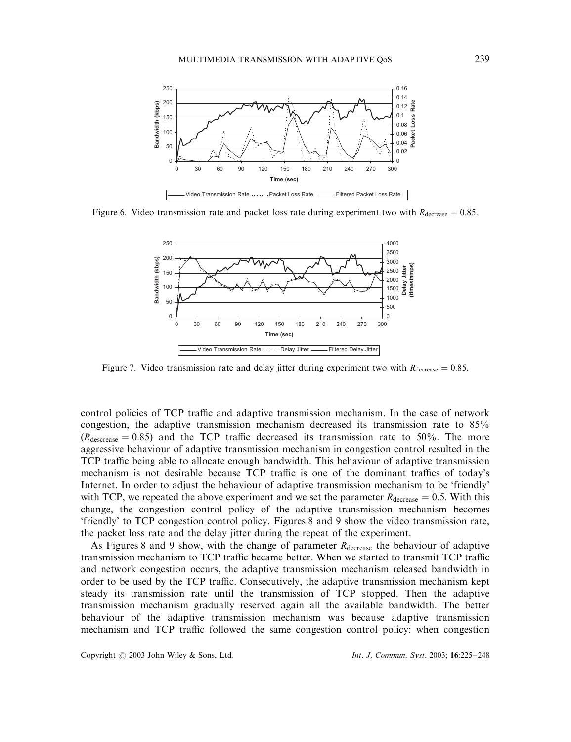Figure 6. Video transmission rate and packet loss rate during experiment two with $R_{\text{decrease}} = 0.85$.

Figure 7. Video transmission rate and delay jitter during experiment two with $R_{\text{decrease}} = 0.85$.

control policies of TCP traffic and adaptive transmission mechanism. In the case of network congestion, the adaptive transmission mechanism decreased its transmission rate to 85% ($R_{\text{descrease}} = 0.85$) and the TCP traffic decreased its transmission rate to 50%. The more aggressive behaviour of adaptive transmission mechanism in congestion control resulted in the TCP traffic being able to allocate enough bandwidth. This behaviour of adaptive transmission mechanism is not desirable because TCP traffic is one of the dominant traffics of today's Internet. In order to adjust the behaviour of adaptive transmission mechanism to be 'friendly' with TCP, we repeated the above experiment and we set the parameter $R_{\text{decrease}} = 0.5$. With this change, the congestion control policy of the adaptive transmission mechanism becomes 'friendly' to TCP congestion control policy. Figures 8 and 9 show the video transmission rate, the packet loss rate and the delay jitter during the repeat of the experiment.

As Figures 8 and 9 show, with the change of parameter $R_{\text{decrease}}$ the behaviour of adaptive transmission mechanism to TCP traffic became better. When we started to transmit TCP traffic and network congestion occurs, the adaptive transmission mechanism released bandwidth in order to be used by the TCP traffic. Consecutively, the adaptive transmission mechanism kept steady its transmission rate until the transmission of TCP stopped. Then the adaptive transmission mechanism gradually reserved again all the available bandwidth. The better behaviour of the adaptive transmission mechanism was because adaptive transmission mechanism and TCP traffic followed the same congestion control policy: when congestion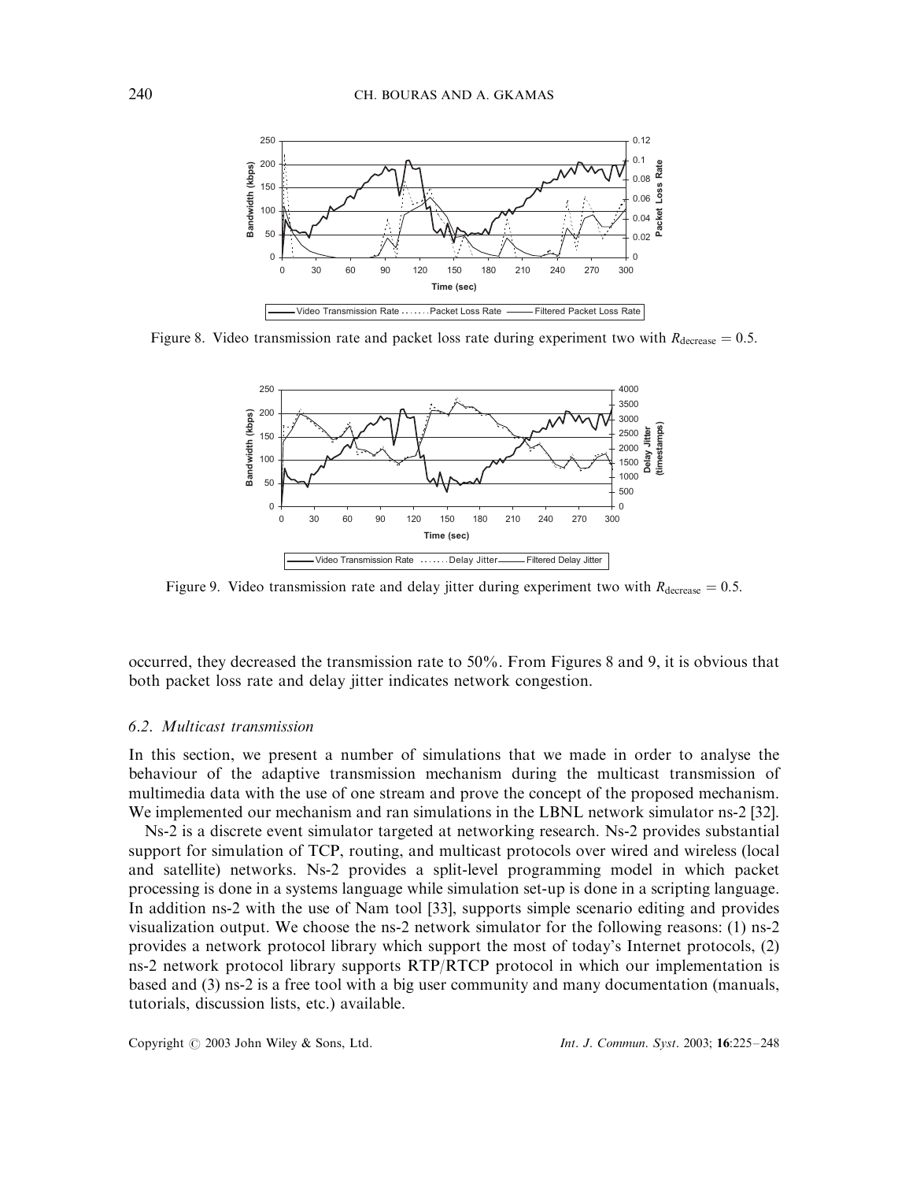Figure 8. Video transmission rate and packet loss rate during experiment two with $R_{\text{decrease}} = 0.5$.

Figure 9. Video transmission rate and delay jitter during experiment two with $R_{\text{decrease}} = 0.5$.

occurred, they decreased the transmission rate to 50%. From Figures 8 and 9, it is obvious that both packet loss rate and delay jitter indicates network congestion.

### 6.2. Multicast transmission

In this section, we present a number of simulations that we made in order to analyse the behaviour of the adaptive transmission mechanism during the multicast transmission of multimedia data with the use of one stream and prove the concept of the proposed mechanism. We implemented our mechanism and ran simulations in the LBNL network simulator ns-2 [32].

Ns-2 is a discrete event simulator targeted at networking research. Ns-2 provides substantial support for simulation of TCP, routing, and multicast protocols over wired and wireless (local and satellite) networks. Ns-2 provides a split-level programming model in which packet processing is done in a systems language while simulation set-up is done in a scripting language. In addition ns-2 with the use of Nam tool [33], supports simple scenario editing and provides visualization output. We choose the ns-2 network simulator for the following reasons: (1) ns-2 provides a network protocol library which support the most of today's Internet protocols, (2) ns-2 network protocol library supports RTP/RTCP protocol in which our implementation is based and (3) ns-2 is a free tool with a big user community and many documentation (manuals, tutorials, discussion lists, etc.) available.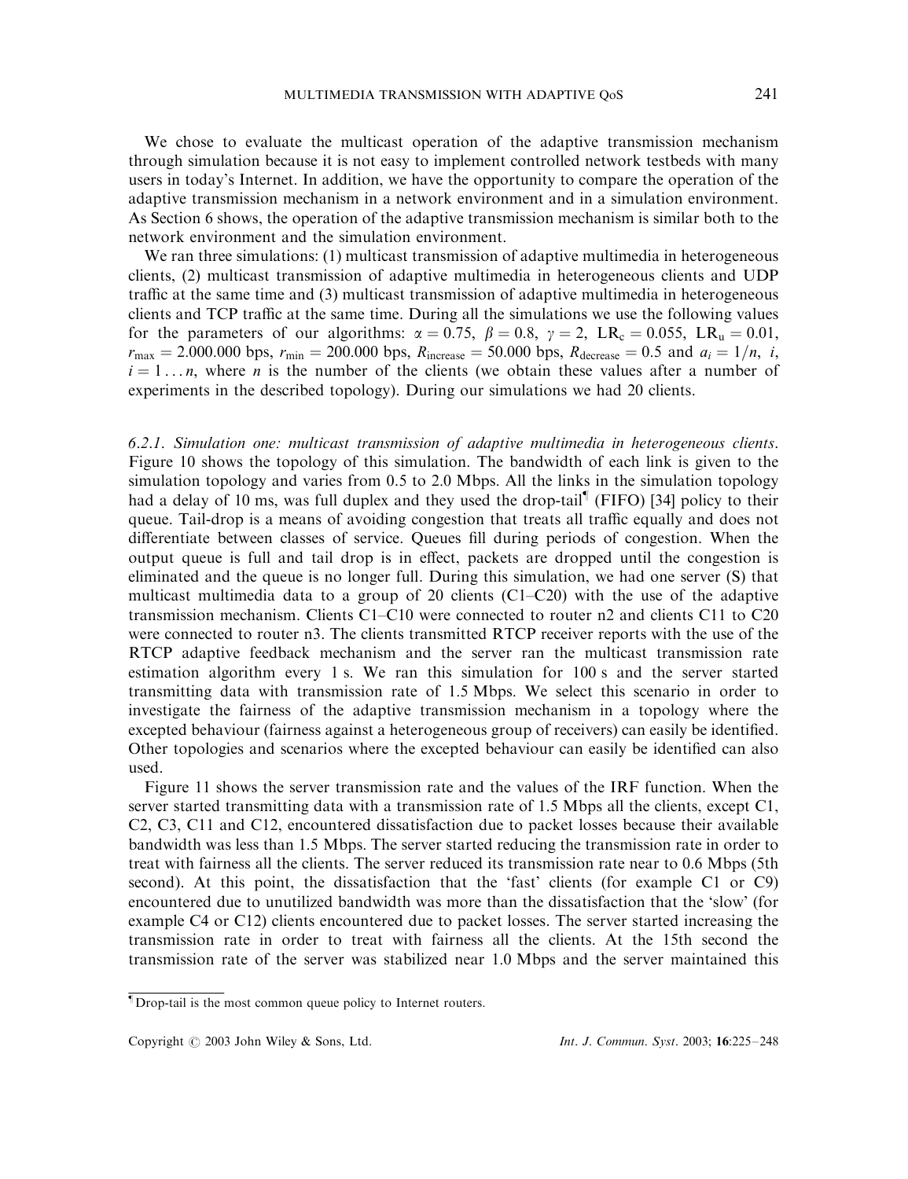We chose to evaluate the multicast operation of the adaptive transmission mechanism through simulation because it is not easy to implement controlled network testbeds with many users in today's Internet. In addition, we have the opportunity to compare the operation of the adaptive transmission mechanism in a network environment and in a simulation environment. As Section 6 shows, the operation of the adaptive transmission mechanism is similar both to the network environment and the simulation environment.

We ran three simulations: (1) multicast transmission of adaptive multimedia in heterogeneous clients, (2) multicast transmission of adaptive multimedia in heterogeneous clients and UDP traffic at the same time and (3) multicast transmission of adaptive multimedia in heterogeneous clients and TCP traffic at the same time. During all the simulations we use the following values for the parameters of our algorithms: $\alpha = 0.75$, $\beta = 0.8$, $\gamma = 2$, $\mathrm{LR_c} = 0.055$, $\mathrm{LR_u} = 0.01$, $r_{\max} = 2.000.000$ bps, $r_{\min} = 200.000$ bps, $R_{\text{increase}} = 50.000$ bps, $R_{\text{decrease}} = 0.5$ and $a_i = 1/n$, $i$, $i = 1 \ldots n$, where $n$ is the number of the clients (we obtain these values after a number of experiments in the described topology). During our simulations we had 20 clients.

*6.2.1. Simulation one: multicast transmission of adaptive multimedia in heterogeneous clients.* Figure 10 shows the topology of this simulation. The bandwidth of each link is given to the simulation topology and varies from 0.5 to 2.0 Mbps. All the links in the simulation topology had a delay of 10 ms, was full duplex and they used the drop-tail[¶] (FIFO) [34] policy to their queue. Tail-drop is a means of avoiding congestion that treats all traffic equally and does not differentiate between classes of service. Queues fill during periods of congestion. When the output queue is full and tail drop is in effect, packets are dropped until the congestion is eliminated and the queue is no longer full. During this simulation, we had one server (S) that multicast multimedia data to a group of 20 clients (C1–C20) with the use of the adaptive transmission mechanism. Clients C1–C10 were connected to router n2 and clients C11 to C20 were connected to router n3. The clients transmitted RTCP receiver reports with the use of the RTCP adaptive feedback mechanism and the server ran the multicast transmission rate estimation algorithm every 1 s. We ran this simulation for 100 s and the server started transmitting data with transmission rate of 1.5 Mbps. We select this scenario in order to investigate the fairness of the adaptive transmission mechanism in a topology where the excepted behaviour (fairness against a heterogeneous group of receivers) can easily be identified. Other topologies and scenarios where the excepted behaviour can easily be identified can also used.

Figure 11 shows the server transmission rate and the values of the IRF function. When the server started transmitting data with a transmission rate of 1.5 Mbps all the clients, except C1, C2, C3, C11 and C12, encountered dissatisfaction due to packet losses because their available bandwidth was less than 1.5 Mbps. The server started reducing the transmission rate in order to treat with fairness all the clients. The server reduced its transmission rate near to 0.6 Mbps (5th second). At this point, the dissatisfaction that the 'fast' clients (for example C1 or C9) encountered due to unutilized bandwidth was more than the dissatisfaction that the 'slow' (for example C4 or C12) clients encountered due to packet losses. The server started increasing the transmission rate in order to treat with fairness all the clients. At the 15th second the transmission rate of the server was stabilized near 1.0 Mbps and the server maintained this

[¶] Drop-tail is the most common queue policy to Internet routers.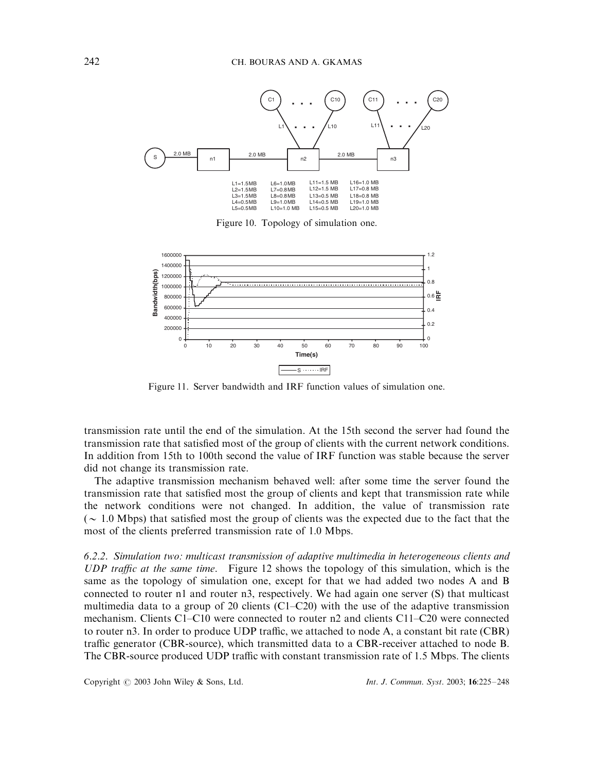Figure 10. Topology of simulation one.

Figure 11. Server bandwidth and IRF function values of simulation one.

transmission rate until the end of the simulation. At the 15th second the server had found the transmission rate that satisfied most of the group of clients with the current network conditions. In addition from 15th to 100th second the value of IRF function was stable because the server did not change its transmission rate.

The adaptive transmission mechanism behaved well: after some time the server found the transmission rate that satisfied most the group of clients and kept that transmission rate while the network conditions were not changed. In addition, the value of transmission rate ($\sim$ 1.0 Mbps) that satisfied most the group of clients was the expected due to the fact that the most of the clients preferred transmission rate of 1.0 Mbps.

*6.2.2. Simulation two: multicast transmission of adaptive multimedia in heterogeneous clients and UDP traffic at the same time.* Figure 12 shows the topology of this simulation, which is the same as the topology of simulation one, except for that we had added two nodes A and B connected to router n1 and router n3, respectively. We had again one server (S) that multicast multimedia data to a group of 20 clients (C1–C20) with the use of the adaptive transmission mechanism. Clients C1–C10 were connected to router n2 and clients C11–C20 were connected to router n3. In order to produce UDP traffic, we attached to node A, a constant bit rate (CBR) traffic generator (CBR-source), which transmitted data to a CBR-receiver attached to node B. The CBR-source produced UDP traffic with constant transmission rate of 1.5 Mbps. The clients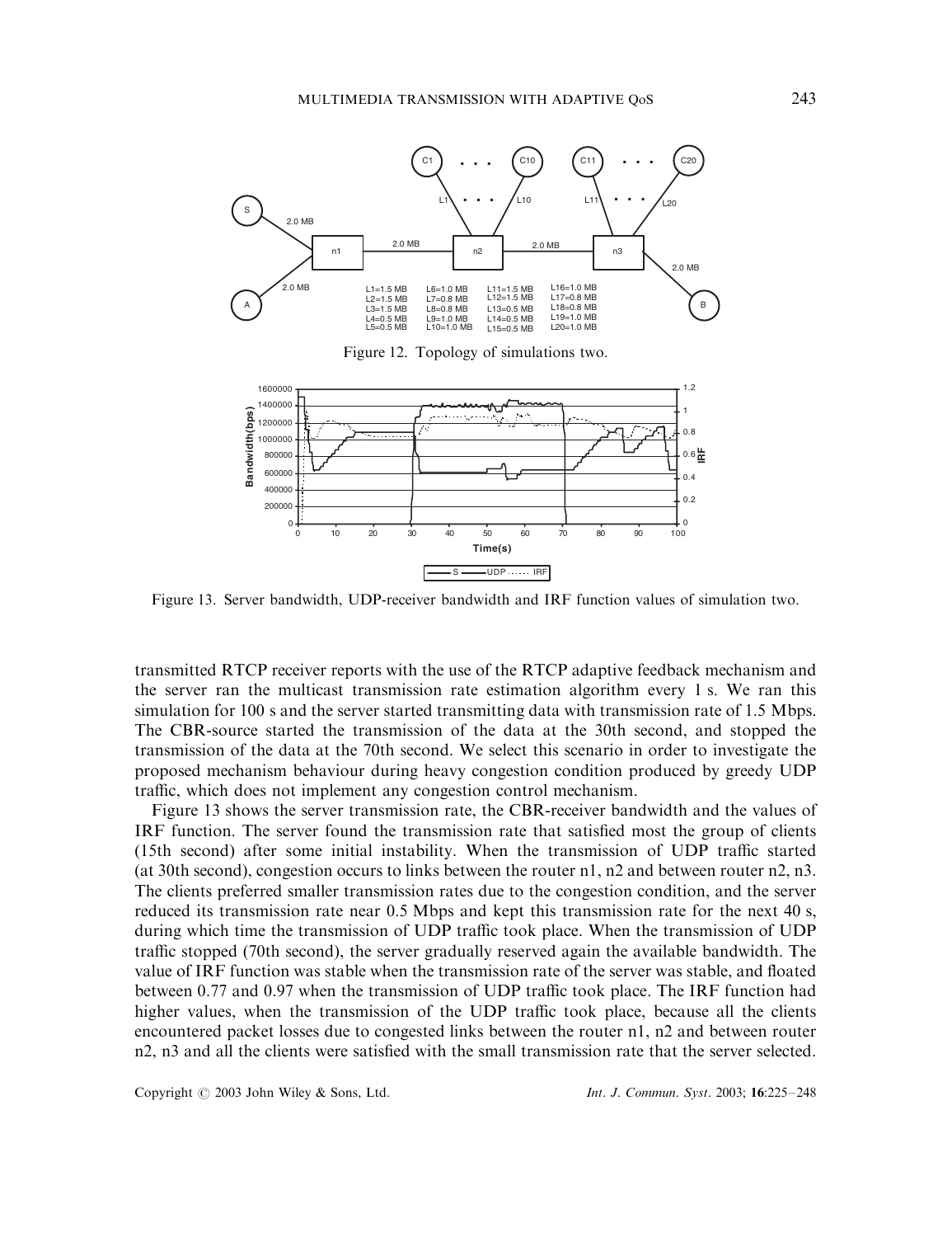Figure 12. Topology of simulations two.

Figure 13. Server bandwidth, UDP-receiver bandwidth and IRF function values of simulation two.

transmitted RTCP receiver reports with the use of the RTCP adaptive feedback mechanism and the server ran the multicast transmission rate estimation algorithm every 1 s. We ran this simulation for 100 s and the server started transmitting data with transmission rate of 1.5 Mbps. The CBR-source started the transmission of the data at the 30th second, and stopped the transmission of the data at the 70th second. We select this scenario in order to investigate the proposed mechanism behaviour during heavy congestion condition produced by greedy UDP traffic, which does not implement any congestion control mechanism.

Figure 13 shows the server transmission rate, the CBR-receiver bandwidth and the values of IRF function. The server found the transmission rate that satisfied most the group of clients (15th second) after some initial instability. When the transmission of UDP traffic started (at 30th second), congestion occurs to links between the router n1, n2 and between router n2, n3. The clients preferred smaller transmission rates due to the congestion condition, and the server reduced its transmission rate near 0.5 Mbps and kept this transmission rate for the next 40 s, during which time the transmission of UDP traffic took place. When the transmission of UDP traffic stopped (70th second), the server gradually reserved again the available bandwidth. The value of IRF function was stable when the transmission rate of the server was stable, and floated between 0.77 and 0.97 when the transmission of UDP traffic took place. The IRF function had higher values, when the transmission of the UDP traffic took place, because all the clients encountered packet losses due to congested links between the router n1, n2 and between router n2, n3 and all the clients were satisfied with the small transmission rate that the server selected.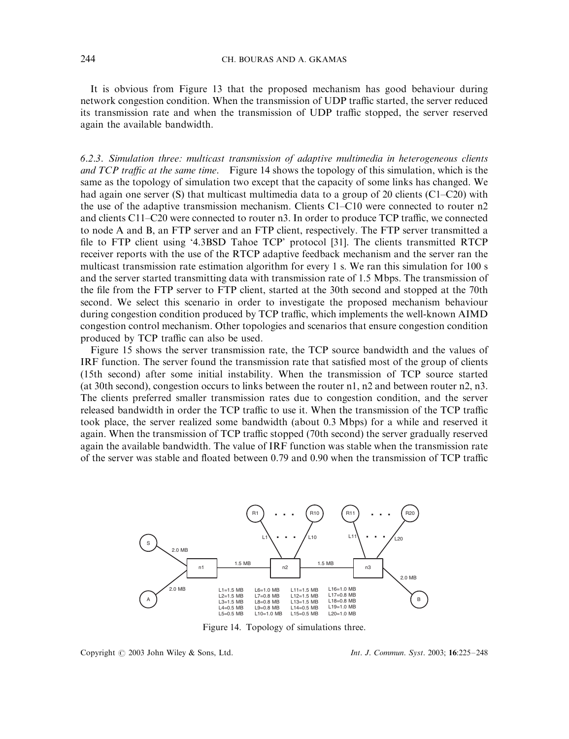It is obvious from Figure 13 that the proposed mechanism has good behaviour during network congestion condition. When the transmission of UDP traffic started, the server reduced its transmission rate and when the transmission of UDP traffic stopped, the server reserved again the available bandwidth.

*6.2.3. Simulation three: multicast transmission of adaptive multimedia in heterogeneous clients and TCP traffic at the same time.* Figure 14 shows the topology of this simulation, which is the same as the topology of simulation two except that the capacity of some links has changed. We had again one server (S) that multicast multimedia data to a group of 20 clients (C1–C20) with the use of the adaptive transmission mechanism. Clients C1–C10 were connected to router n2 and clients C11–C20 were connected to router n3. In order to produce TCP traffic, we connected to node A and B, an FTP server and an FTP client, respectively. The FTP server transmitted a file to FTP client using '4.3BSD Tahoe TCP' protocol [31]. The clients transmitted RTCP receiver reports with the use of the RTCP adaptive feedback mechanism and the server ran the multicast transmission rate estimation algorithm for every 1 s. We ran this simulation for 100 s and the server started transmitting data with transmission rate of 1.5 Mbps. The transmission of the file from the FTP server to FTP client, started at the 30th second and stopped at the 70th second. We select this scenario in order to investigate the proposed mechanism behaviour during congestion condition produced by TCP traffic, which implements the well-known AIMD congestion control mechanism. Other topologies and scenarios that ensure congestion condition produced by TCP traffic can also be used.

Figure 15 shows the server transmission rate, the TCP source bandwidth and the values of IRF function. The server found the transmission rate that satisfied most of the group of clients (15th second) after some initial instability. When the transmission of TCP source started (at 30th second), congestion occurs to links between the router n1, n2 and between router n2, n3. The clients preferred smaller transmission rates due to congestion condition, and the server released bandwidth in order the TCP traffic to use it. When the transmission of the TCP traffic took place, the server realized some bandwidth (about 0.3 Mbps) for a while and reserved it again. When the transmission of TCP traffic stopped (70th second) the server gradually reserved again the available bandwidth. The value of IRF function was stable when the transmission rate of the server was stable and floated between 0.79 and 0.90 when the transmission of TCP traffic

S —2.0 MB— n1; A —2.0 MB— n1; n1 —1.5 MB— n2 —1.5 MB— n3 —2.0 MB— B; R1 … R10 connected to n2 via L1 … L10; R11 … R20 connected to n3 via L11 … L20

| | | | |
|---|---|---|---|
| L1=1.5 MB | L6=1.0 MB | L11=1.5 MB | L16=1.0 MB |
| L2=1.5 MB | L7=0.8 MB | L12=1.5 MB | L17=0.8 MB |
| L3=1.5 MB | L8=0.8 MB | L13=1.5 MB | L18=0.8 MB |
| L4=0.5 MB | L9=0.8 MB | L14=0.5 MB | L19=1.0 MB |
| L5=0.5 MB | L10=1.0 MB | L15=0.5 MB | L20=1.0 MB |

Figure 14. Topology of simulations three.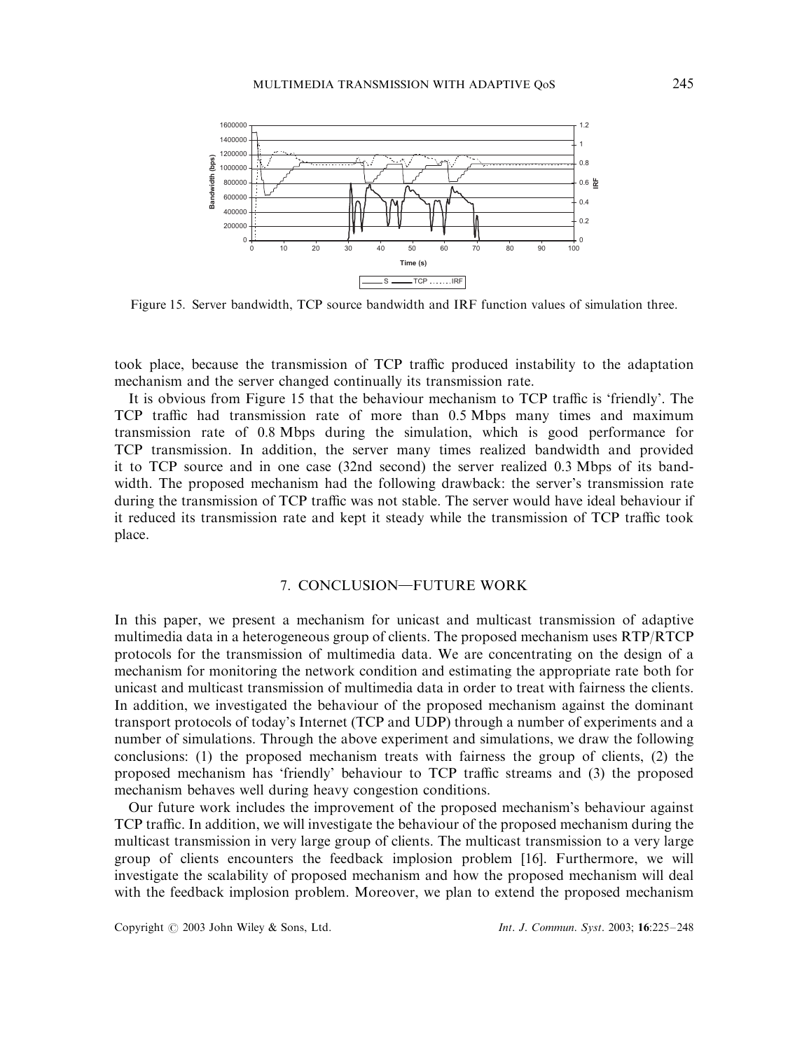Figure 15. Server bandwidth, TCP source bandwidth and IRF function values of simulation three.

took place, because the transmission of TCP traffic produced instability to the adaptation mechanism and the server changed continually its transmission rate.

It is obvious from Figure 15 that the behaviour mechanism to TCP traffic is 'friendly'. The TCP traffic had transmission rate of more than 0.5 Mbps many times and maximum transmission rate of 0.8 Mbps during the simulation, which is good performance for TCP transmission. In addition, the server many times realized bandwidth and provided it to TCP source and in one case (32nd second) the server realized 0.3 Mbps of its bandwidth. The proposed mechanism had the following drawback: the server's transmission rate during the transmission of TCP traffic was not stable. The server would have ideal behaviour if it reduced its transmission rate and kept it steady while the transmission of TCP traffic took place.

## 7. CONCLUSION—FUTURE WORK

In this paper, we present a mechanism for unicast and multicast transmission of adaptive multimedia data in a heterogeneous group of clients. The proposed mechanism uses RTP/RTCP protocols for the transmission of multimedia data. We are concentrating on the design of a mechanism for monitoring the network condition and estimating the appropriate rate both for unicast and multicast transmission of multimedia data in order to treat with fairness the clients. In addition, we investigated the behaviour of the proposed mechanism against the dominant transport protocols of today's Internet (TCP and UDP) through a number of experiments and a number of simulations. Through the above experiment and simulations, we draw the following conclusions: (1) the proposed mechanism treats with fairness the group of clients, (2) the proposed mechanism has 'friendly' behaviour to TCP traffic streams and (3) the proposed mechanism behaves well during heavy congestion conditions.

Our future work includes the improvement of the proposed mechanism's behaviour against TCP traffic. In addition, we will investigate the behaviour of the proposed mechanism during the multicast transmission in very large group of clients. The multicast transmission to a very large group of clients encounters the feedback implosion problem [16]. Furthermore, we will investigate the scalability of proposed mechanism and how the proposed mechanism will deal with the feedback implosion problem. Moreover, we plan to extend the proposed mechanism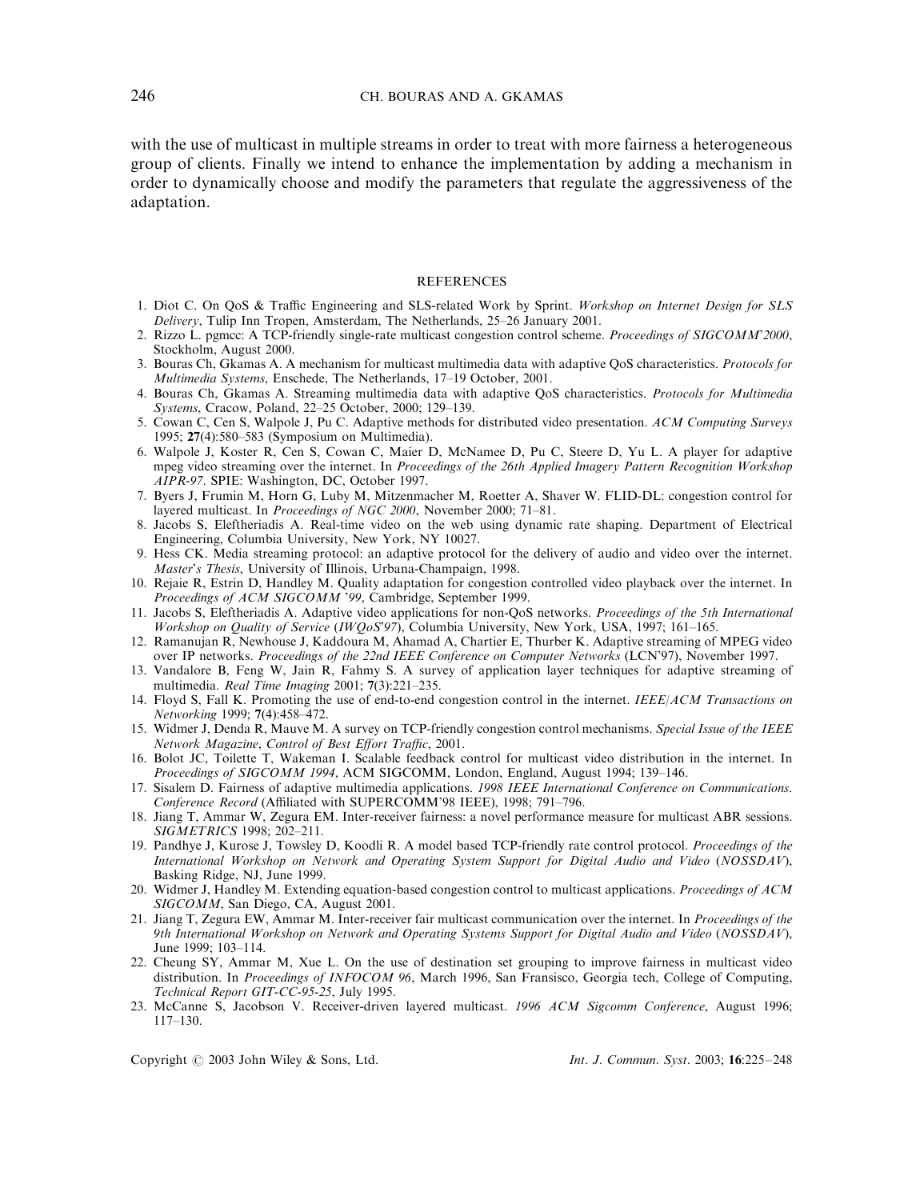with the use of multicast in multiple streams in order to treat with more fairness a heterogeneous group of clients. Finally we intend to enhance the implementation by adding a mechanism in order to dynamically choose and modify the parameters that regulate the aggressiveness of the adaptation.

## REFERENCES

1. Diot C. On QoS & Traffic Engineering and SLS-related Work by Sprint. *Workshop on Internet Design for SLS Delivery*, Tulip Inn Tropen, Amsterdam, The Netherlands, 25–26 January 2001.
2. Rizzo L. pgmcc: A TCP-friendly single-rate multicast congestion control scheme. *Proceedings of SIGCOMM'2000*, Stockholm, August 2000.
3. Bouras Ch, Gkamas A. A mechanism for multicast multimedia data with adaptive QoS characteristics. *Protocols for Multimedia Systems*, Enschede, The Netherlands, 17–19 October, 2001.
4. Bouras Ch, Gkamas A. Streaming multimedia data with adaptive QoS characteristics. *Protocols for Multimedia Systems*, Cracow, Poland, 22–25 October, 2000; 129–139.
5. Cowan C, Cen S, Walpole J, Pu C. Adaptive methods for distributed video presentation. *ACM Computing Surveys* 1995; **27**(4):580–583 (Symposium on Multimedia).
6. Walpole J, Koster R, Cen S, Cowan C, Maier D, McNamee D, Pu C, Steere D, Yu L. A player for adaptive mpeg video streaming over the internet. In *Proceedings of the 26th Applied Imagery Pattern Recognition Workshop AIPR-97*. SPIE: Washington, DC, October 1997.
7. Byers J, Frumin M, Horn G, Luby M, Mitzenmacher M, Roetter A, Shaver W. FLID-DL: congestion control for layered multicast. In *Proceedings of NGC 2000*, November 2000; 71–81.
8. Jacobs S, Eleftheriadis A. Real-time video on the web using dynamic rate shaping. Department of Electrical Engineering, Columbia University, New York, NY 10027.
9. Hess CK. Media streaming protocol: an adaptive protocol for the delivery of audio and video over the internet. *Master's Thesis*, University of Illinois, Urbana-Champaign, 1998.
10. Rejaie R, Estrin D, Handley M. Quality adaptation for congestion controlled video playback over the internet. In *Proceedings of ACM SIGCOMM '99*, Cambridge, September 1999.
11. Jacobs S, Eleftheriadis A. Adaptive video applications for non-QoS networks. *Proceedings of the 5th International Workshop on Quality of Service (IWQoS'97)*, Columbia University, New York, USA, 1997; 161–165.
12. Ramanujan R, Newhouse J, Kaddoura M, Ahamad A, Chartier E, Thurber K. Adaptive streaming of MPEG video over IP networks. *Proceedings of the 22nd IEEE Conference on Computer Networks* (LCN'97), November 1997.
13. Vandalore B, Feng W, Jain R, Fahmy S. A survey of application layer techniques for adaptive streaming of multimedia. *Real Time Imaging* 2001; **7**(3):221–235.
14. Floyd S, Fall K. Promoting the use of end-to-end congestion control in the internet. *IEEE/ACM Transactions on Networking* 1999; **7**(4):458–472.
15. Widmer J, Denda R, Mauve M. A survey on TCP-friendly congestion control mechanisms. *Special Issue of the IEEE Network Magazine*, *Control of Best Effort Traffic*, 2001.
16. Bolot JC, Toilette T, Wakeman I. Scalable feedback control for multicast video distribution in the internet. In *Proceedings of SIGCOMM 1994*, ACM SIGCOMM, London, England, August 1994; 139–146.
17. Sisalem D. Fairness of adaptive multimedia applications. *1998 IEEE International Conference on Communications. Conference Record* (Affiliated with SUPERCOMM'98 IEEE), 1998; 791–796.
18. Jiang T, Ammar W, Zegura EM. Inter-receiver fairness: a novel performance measure for multicast ABR sessions. *SIGMETRICS* 1998; 202–211.
19. Pandhye J, Kurose J, Towsley D, Koodli R. A model based TCP-friendly rate control protocol. *Proceedings of the International Workshop on Network and Operating System Support for Digital Audio and Video (NOSSDAV)*, Basking Ridge, NJ, June 1999.
20. Widmer J, Handley M. Extending equation-based congestion control to multicast applications. *Proceedings of ACM SIGCOMM*, San Diego, CA, August 2001.
21. Jiang T, Zegura EW, Ammar M. Inter-receiver fair multicast communication over the internet. In *Proceedings of the 9th International Workshop on Network and Operating Systems Support for Digital Audio and Video (NOSSDAV)*, June 1999; 103–114.
22. Cheung SY, Ammar M, Xue L. On the use of destination set grouping to improve fairness in multicast video distribution. In *Proceedings of INFOCOM 96*, March 1996, San Fransisco, Georgia tech, College of Computing, *Technical Report GIT-CC-95-25*, July 1995.
23. McCanne S, Jacobson V. Receiver-driven layered multicast. *1996 ACM Sigcomm Conference*, August 1996; 117–130.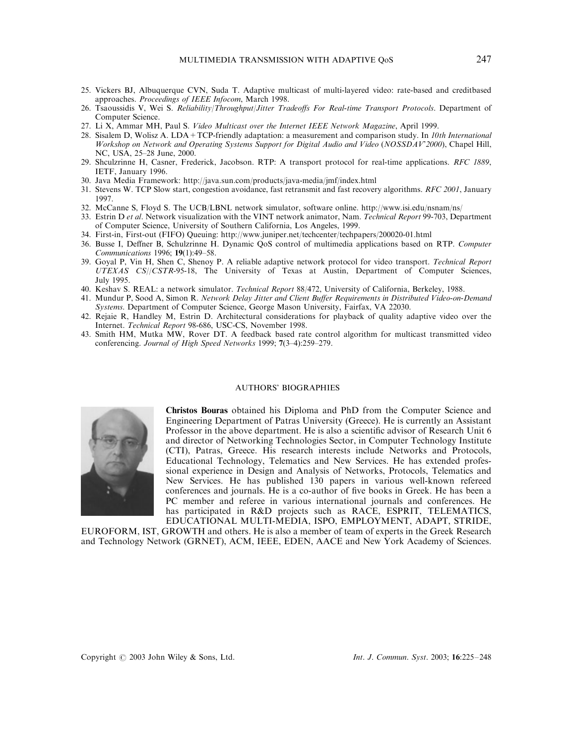25. Vickers BJ, Albuquerque CVN, Suda T. Adaptive multicast of multi-layered video: rate-based and creditbased approaches. *Proceedings of IEEE Infocom*, March 1998.
26. Tsaoussidis V, Wei S. *Reliability/Throughput/Jitter Tradeoffs For Real-time Transport Protocols*. Department of Computer Science.
27. Li X, Ammar MH, Paul S. *Video Multicast over the Internet IEEE Network Magazine*, April 1999.
28. Sisalem D, Wolisz A. LDA + TCP-friendly adaptation: a measurement and comparison study. In *10th International Workshop on Network and Operating Systems Support for Digital Audio and Video* (*NOSSDAV'2000*), Chapel Hill, NC, USA, 25–28 June, 2000.
29. Shculzrinne H, Casner, Frederick, Jacobson. RTP: A transport protocol for real-time applications. *RFC 1889*, IETF, January 1996.
30. Java Media Framework: http://java.sun.com/products/java-media/jmf/index.html
31. Stevens W. TCP Slow start, congestion avoidance, fast retransmit and fast recovery algorithms. *RFC 2001*, January 1997.
32. McCanne S, Floyd S. The UCB/LBNL network simulator, software online. http://www.isi.edu/nsnam/ns/
33. Estrin D *et al*. Network visualization with the VINT network animator, Nam. *Technical Report* 99-703, Department of Computer Science, University of Southern California, Los Angeles, 1999.
34. First-in, First-out (FIFO) Queuing: http://www.juniper.net/techcenter/techpapers/200020-01.html
36. Busse I, Deffner B, Schulzrinne H. Dynamic QoS control of multimedia applications based on RTP. *Computer Communications* 1996; **19**(1):49–58.
39. Goyal P, Vin H, Shen C, Shenoy P. A reliable adaptive network protocol for video transport. *Technical Report UTEXAS CS//CSTR*-95-18, The University of Texas at Austin, Department of Computer Sciences, July 1995.
40. Keshav S. REAL: a network simulator. *Technical Report* 88/472, University of California, Berkeley, 1988.
41. Mundur P, Sood A, Simon R. *Network Delay Jitter and Client Buffer Requirements in Distributed Video-on-Demand Systems*. Department of Computer Science, George Mason University, Fairfax, VA 22030.
42. Rejaie R, Handley M, Estrin D. Architectural considerations for playback of quality adaptive video over the Internet. *Technical Report* 98-686, USC-CS, November 1998.
43. Smith HM, Mutka MW, Rover DT. A feedback based rate control algorithm for multicast transmitted video conferencing. *Journal of High Speed Networks* 1999; **7**(3–4):259–279.

## AUTHORS' BIOGRAPHIES

**Christos Bouras** obtained his Diploma and PhD from the Computer Science and Engineering Department of Patras University (Greece). He is currently an Assistant Professor in the above department. He is also a scientific advisor of Research Unit 6 and director of Networking Technologies Sector, in Computer Technology Institute (CTI), Patras, Greece. His research interests include Networks and Protocols, Educational Technology, Telematics and New Services. He has extended professional experience in Design and Analysis of Networks, Protocols, Telematics and New Services. He has published 130 papers in various well-known refereed conferences and journals. He is a co-author of five books in Greek. He has been a PC member and referee in various international journals and conferences. He has participated in R&D projects such as RACE, ESPRIT, TELEMATICS, EDUCATIONAL MULTI-MEDIA, ISPO, EMPLOYMENT, ADAPT, STRIDE, EUROFORM, IST, GROWTH and others. He is also a member of team of experts in the Greek Research and Technology Network (GRNET), ACM, IEEE, EDEN, AACE and New York Academy of Sciences.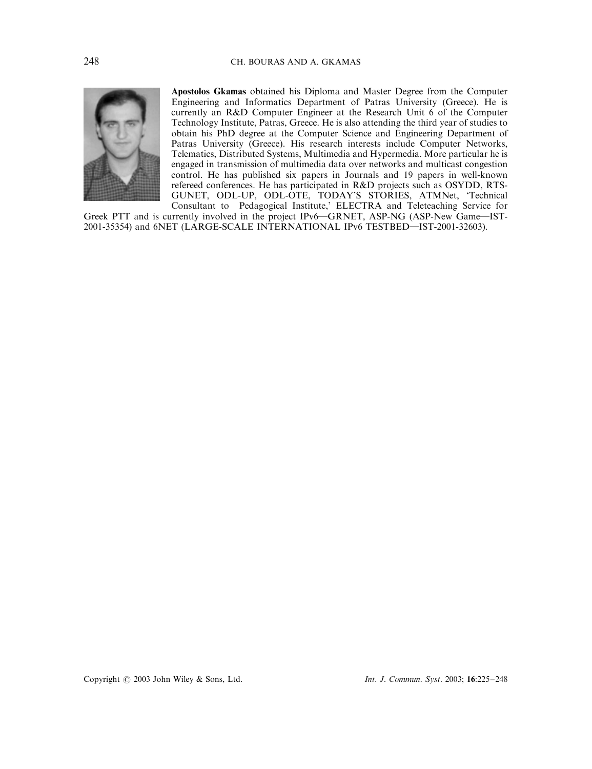**Apostolos Gkamas** obtained his Diploma and Master Degree from the Computer Engineering and Informatics Department of Patras University (Greece). He is currently an R&D Computer Engineer at the Research Unit 6 of the Computer Technology Institute, Patras, Greece. He is also attending the third year of studies to obtain his PhD degree at the Computer Science and Engineering Department of Patras University (Greece). His research interests include Computer Networks, Telematics, Distributed Systems, Multimedia and Hypermedia. More particular he is engaged in transmission of multimedia data over networks and multicast congestion control. He has published six papers in Journals and 19 papers in well-known refereed conferences. He has participated in R&D projects such as OSYDD, RTS-GUNET, ODL-UP, ODL-OTE, TODAY'S STORIES, ATMNet, 'Technical Consultant to Pedagogical Institute,' ELECTRA and Teleteaching Service for Greek PTT and is currently involved in the project IPv6—GRNET, ASP-NG (ASP-New Game—IST-2001-35354) and 6NET (LARGE-SCALE INTERNATIONAL IPv6 TESTBED—IST-2001-32603).